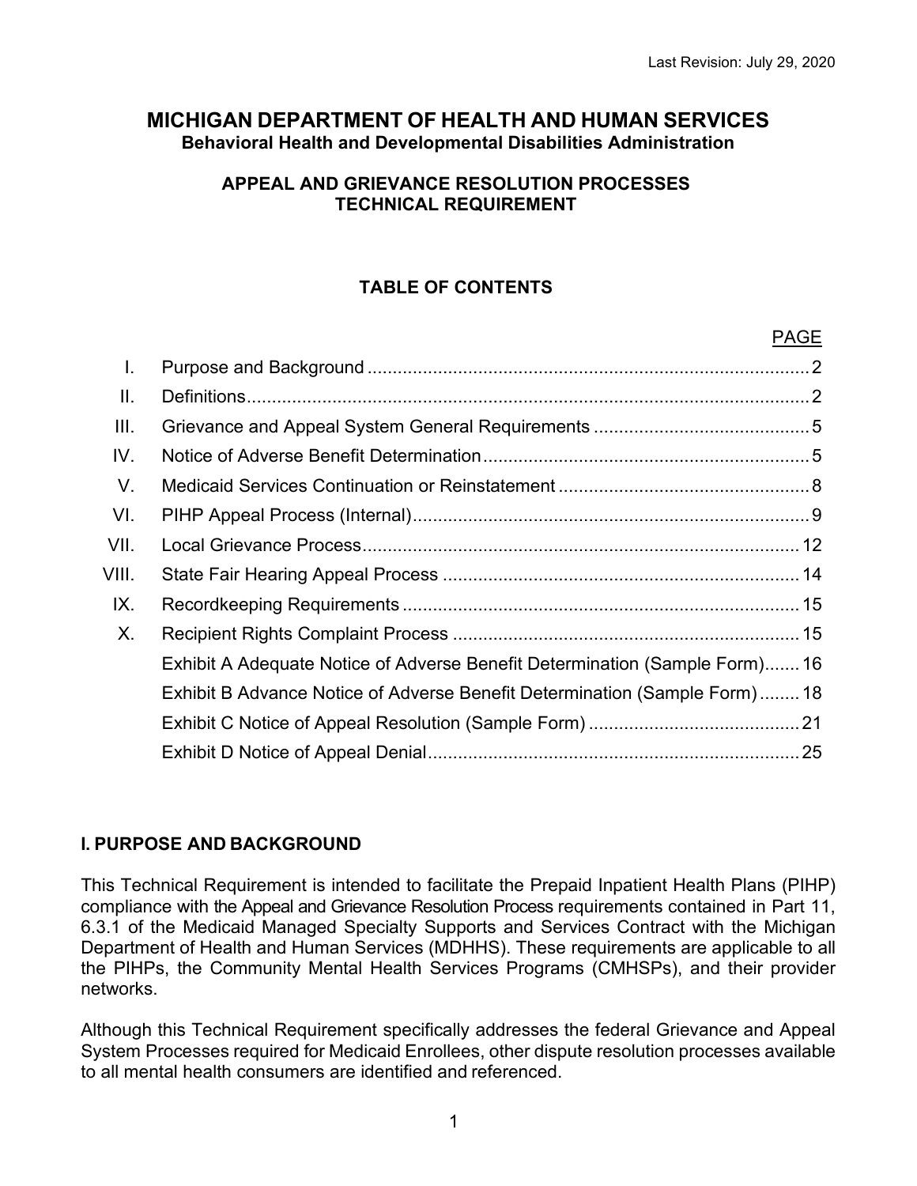Last Revision: July 29, 2020

# MICHIGAN DEPARTMENT OF HEALTH AND HUMAN SERVICES

**Behavioral Health and Developmental Disabilities Administration**

## APPEAL AND GRIEVANCE RESOLUTION PROCESSES TECHNICAL REQUIREMENT

### TABLE OF CONTENTS

| | | PAGE |
|---|---|---|
| I. | Purpose and Background | 2 |
| II. | Definitions | 2 |
| III. | Grievance and Appeal System General Requirements | 5 |
| IV. | Notice of Adverse Benefit Determination | 5 |
| V. | Medicaid Services Continuation or Reinstatement | 8 |
| VI. | PIHP Appeal Process (Internal) | 9 |
| VII. | Local Grievance Process | 12 |
| VIII. | State Fair Hearing Appeal Process | 14 |
| IX. | Recordkeeping Requirements | 15 |
| X. | Recipient Rights Complaint Process | 15 |
| | Exhibit A Adequate Notice of Adverse Benefit Determination (Sample Form) | 16 |
| | Exhibit B Advance Notice of Adverse Benefit Determination (Sample Form) | 18 |
| | Exhibit C Notice of Appeal Resolution (Sample Form) | 21 |
| | Exhibit D Notice of Appeal Denial | 25 |

## I. PURPOSE AND BACKGROUND

This Technical Requirement is intended to facilitate the Prepaid Inpatient Health Plans (PIHP) compliance with the Appeal and Grievance Resolution Process requirements contained in Part 11, 6.3.1 of the Medicaid Managed Specialty Supports and Services Contract with the Michigan Department of Health and Human Services (MDHHS). These requirements are applicable to all the PIHPs, the Community Mental Health Services Programs (CMHSPs), and their provider networks.

Although this Technical Requirement specifically addresses the federal Grievance and Appeal System Processes required for Medicaid Enrollees, other dispute resolution processes available to all mental health consumers are identified and referenced.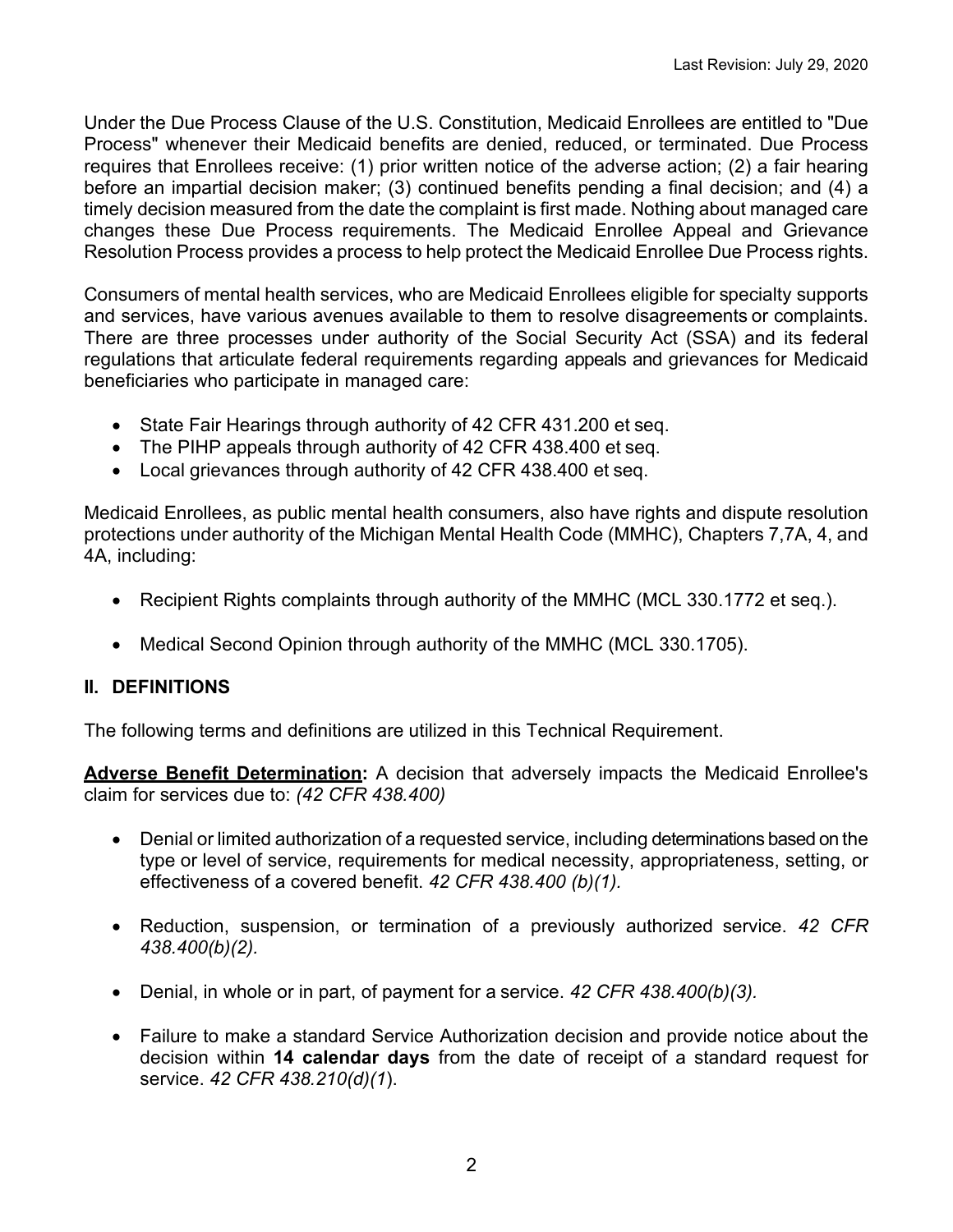Under the Due Process Clause of the U.S. Constitution, Medicaid Enrollees are entitled to "Due Process" whenever their Medicaid benefits are denied, reduced, or terminated. Due Process requires that Enrollees receive: (1) prior written notice of the adverse action; (2) a fair hearing before an impartial decision maker; (3) continued benefits pending a final decision; and (4) a timely decision measured from the date the complaint is first made. Nothing about managed care changes these Due Process requirements. The Medicaid Enrollee Appeal and Grievance Resolution Process provides a process to help protect the Medicaid Enrollee Due Process rights.

Consumers of mental health services, who are Medicaid Enrollees eligible for specialty supports and services, have various avenues available to them to resolve disagreements or complaints. There are three processes under authority of the Social Security Act (SSA) and its federal regulations that articulate federal requirements regarding appeals and grievances for Medicaid beneficiaries who participate in managed care:

- State Fair Hearings through authority of 42 CFR 431.200 et seq.
- The PIHP appeals through authority of 42 CFR 438.400 et seq.
- Local grievances through authority of 42 CFR 438.400 et seq.

Medicaid Enrollees, as public mental health consumers, also have rights and dispute resolution protections under authority of the Michigan Mental Health Code (MMHC), Chapters 7,7A, 4, and 4A, including:

- Recipient Rights complaints through authority of the MMHC (MCL 330.1772 et seq.).
- Medical Second Opinion through authority of the MMHC (MCL 330.1705).

## II. DEFINITIONS

The following terms and definitions are utilized in this Technical Requirement.

**Adverse Benefit Determination:** A decision that adversely impacts the Medicaid Enrollee's claim for services due to: *(42 CFR 438.400)*

- Denial or limited authorization of a requested service, including determinations based on the type or level of service, requirements for medical necessity, appropriateness, setting, or effectiveness of a covered benefit. *42 CFR 438.400 (b)(1).*
- Reduction, suspension, or termination of a previously authorized service. *42 CFR 438.400(b)(2).*
- Denial, in whole or in part, of payment for a service. *42 CFR 438.400(b)(3).*
- Failure to make a standard Service Authorization decision and provide notice about the decision within **14 calendar days** from the date of receipt of a standard request for service. *42 CFR 438.210(d)(1*).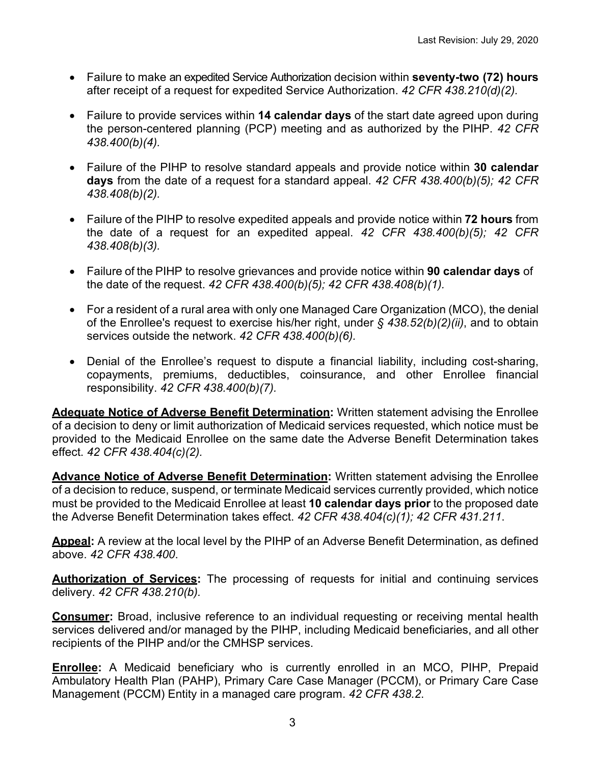- Failure to make an expedited Service Authorization decision within **seventy-two (72) hours** after receipt of a request for expedited Service Authorization. *42 CFR 438.210(d)(2).*

- Failure to provide services within **14 calendar days** of the start date agreed upon during the person-centered planning (PCP) meeting and as authorized by the PIHP. *42 CFR 438.400(b)(4).*

- Failure of the PIHP to resolve standard appeals and provide notice within **30 calendar days** from the date of a request for a standard appeal. *42 CFR 438.400(b)(5); 42 CFR 438.408(b)(2).*

- Failure of the PIHP to resolve expedited appeals and provide notice within **72 hours** from the date of a request for an expedited appeal. *42 CFR 438.400(b)(5); 42 CFR 438.408(b)(3).*

- Failure of the PIHP to resolve grievances and provide notice within **90 calendar days** of the date of the request. *42 CFR 438.400(b)(5); 42 CFR 438.408(b)(1).*

- For a resident of a rural area with only one Managed Care Organization (MCO), the denial of the Enrollee's request to exercise his/her right, under *§ 438.52(b)(2)(ii)*, and to obtain services outside the network. *42 CFR 438.400(b)(6).*

- Denial of the Enrollee's request to dispute a financial liability, including cost-sharing, copayments, premiums, deductibles, coinsurance, and other Enrollee financial responsibility. *42 CFR 438.400(b)(7).*

**Adequate Notice of Adverse Benefit Determination:** Written statement advising the Enrollee of a decision to deny or limit authorization of Medicaid services requested, which notice must be provided to the Medicaid Enrollee on the same date the Adverse Benefit Determination takes effect. *42 CFR 438.404(c)(2).*

**Advance Notice of Adverse Benefit Determination:** Written statement advising the Enrollee of a decision to reduce, suspend, or terminate Medicaid services currently provided, which notice must be provided to the Medicaid Enrollee at least **10 calendar days prior** to the proposed date the Adverse Benefit Determination takes effect. *42 CFR 438.404(c)(1); 42 CFR 431.211.*

**Appeal:** A review at the local level by the PIHP of an Adverse Benefit Determination, as defined above. *42 CFR 438.400*.

**Authorization of Services:** The processing of requests for initial and continuing services delivery. *42 CFR 438.210(b).*

**Consumer:** Broad, inclusive reference to an individual requesting or receiving mental health services delivered and/or managed by the PIHP, including Medicaid beneficiaries, and all other recipients of the PIHP and/or the CMHSP services.

**Enrollee:** A Medicaid beneficiary who is currently enrolled in an MCO, PIHP, Prepaid Ambulatory Health Plan (PAHP), Primary Care Case Manager (PCCM), or Primary Care Case Management (PCCM) Entity in a managed care program. *42 CFR 438.2*.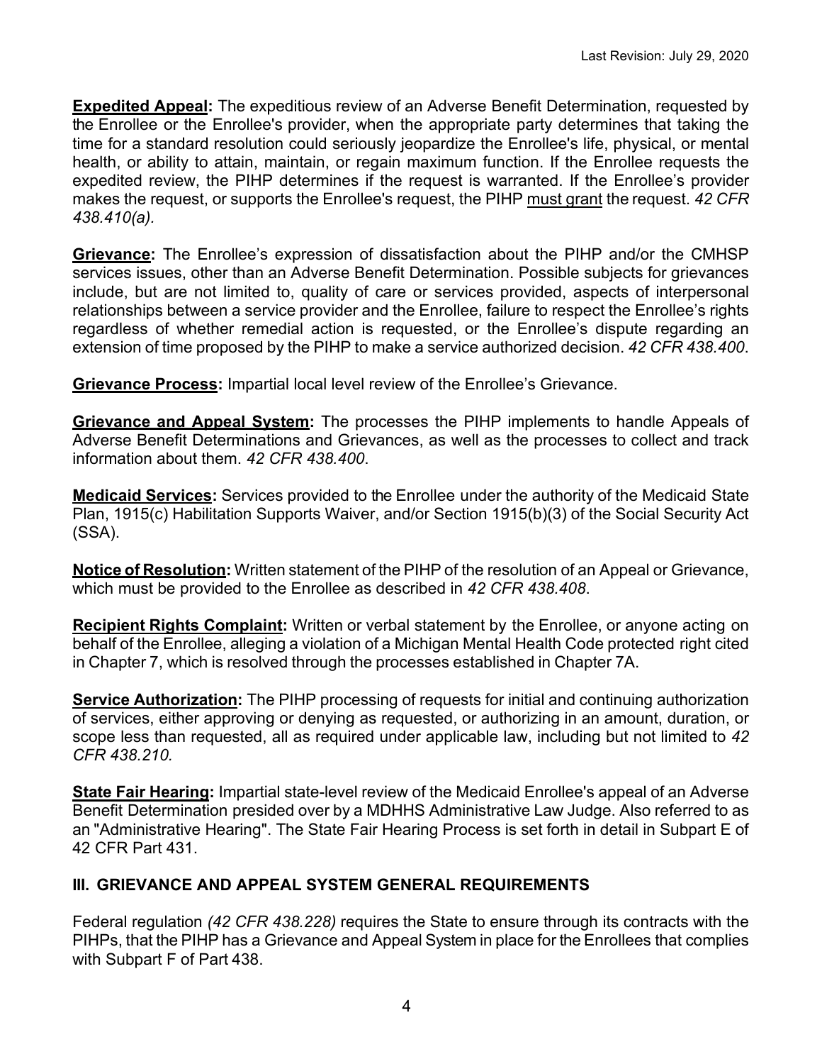**Expedited Appeal:** The expeditious review of an Adverse Benefit Determination, requested by the Enrollee or the Enrollee's provider, when the appropriate party determines that taking the time for a standard resolution could seriously jeopardize the Enrollee's life, physical, or mental health, or ability to attain, maintain, or regain maximum function. If the Enrollee requests the expedited review, the PIHP determines if the request is warranted. If the Enrollee's provider makes the request, or supports the Enrollee's request, the PIHP must grant the request. *42 CFR 438.410(a).*

**Grievance:** The Enrollee's expression of dissatisfaction about the PIHP and/or the CMHSP services issues, other than an Adverse Benefit Determination. Possible subjects for grievances include, but are not limited to, quality of care or services provided, aspects of interpersonal relationships between a service provider and the Enrollee, failure to respect the Enrollee's rights regardless of whether remedial action is requested, or the Enrollee's dispute regarding an extension of time proposed by the PIHP to make a service authorized decision. *42 CFR 438.400*.

**Grievance Process:** Impartial local level review of the Enrollee's Grievance.

**Grievance and Appeal System:** The processes the PIHP implements to handle Appeals of Adverse Benefit Determinations and Grievances, as well as the processes to collect and track information about them. *42 CFR 438.400*.

**Medicaid Services:** Services provided to the Enrollee under the authority of the Medicaid State Plan, 1915(c) Habilitation Supports Waiver, and/or Section 1915(b)(3) of the Social Security Act (SSA).

**Notice of Resolution:** Written statement of the PIHP of the resolution of an Appeal or Grievance, which must be provided to the Enrollee as described in *42 CFR 438.408*.

**Recipient Rights Complaint:** Written or verbal statement by the Enrollee, or anyone acting on behalf of the Enrollee, alleging a violation of a Michigan Mental Health Code protected right cited in Chapter 7, which is resolved through the processes established in Chapter 7A.

**Service Authorization:** The PIHP processing of requests for initial and continuing authorization of services, either approving or denying as requested, or authorizing in an amount, duration, or scope less than requested, all as required under applicable law, including but not limited to *42 CFR 438.210.*

**State Fair Hearing:** Impartial state-level review of the Medicaid Enrollee's appeal of an Adverse Benefit Determination presided over by a MDHHS Administrative Law Judge. Also referred to as an "Administrative Hearing". The State Fair Hearing Process is set forth in detail in Subpart E of 42 CFR Part 431.

## III. GRIEVANCE AND APPEAL SYSTEM GENERAL REQUIREMENTS

Federal regulation *(42 CFR 438.228)* requires the State to ensure through its contracts with the PIHPs, that the PIHP has a Grievance and Appeal System in place for the Enrollees that complies with Subpart F of Part 438.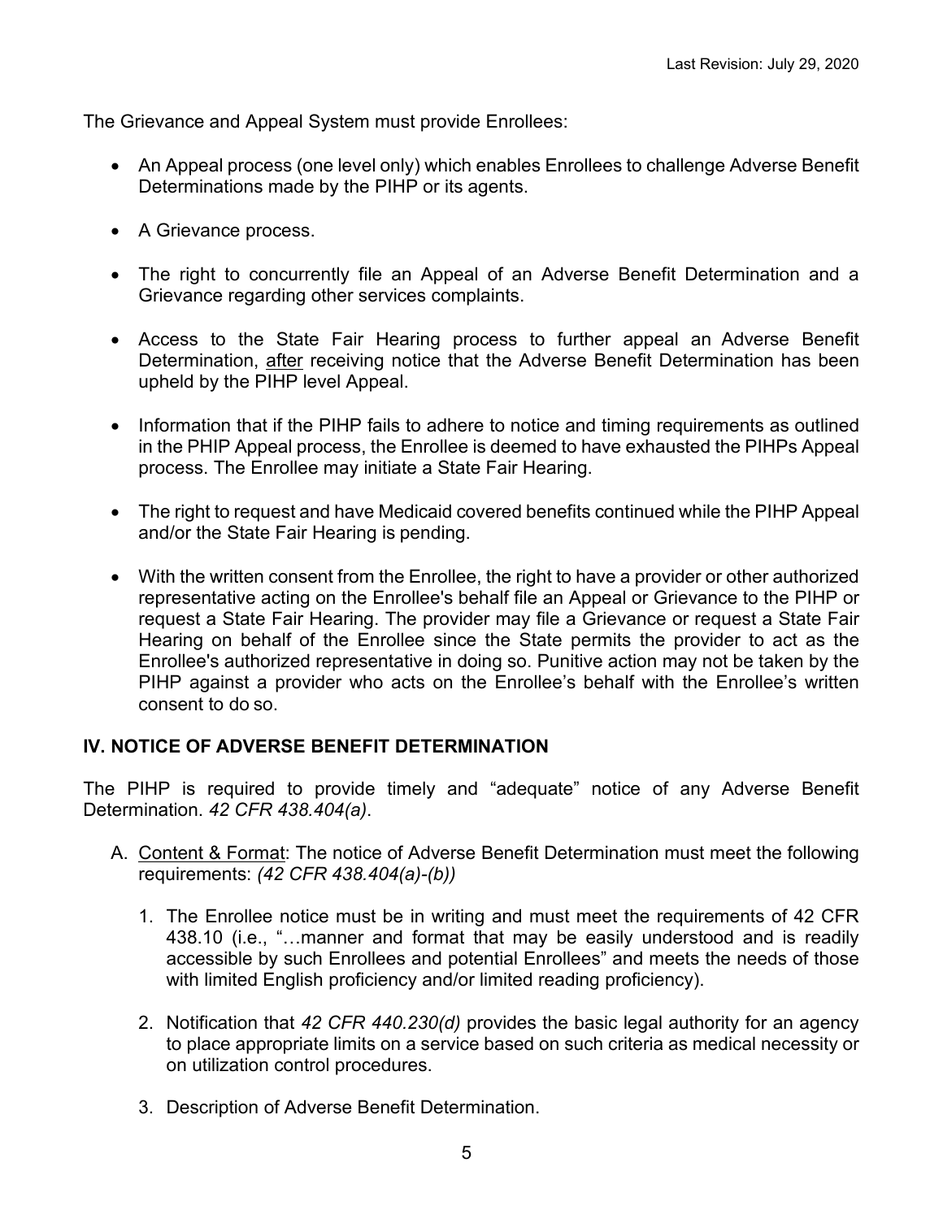The Grievance and Appeal System must provide Enrollees:

- An Appeal process (one level only) which enables Enrollees to challenge Adverse Benefit Determinations made by the PIHP or its agents.
- A Grievance process.
- The right to concurrently file an Appeal of an Adverse Benefit Determination and a Grievance regarding other services complaints.
- Access to the State Fair Hearing process to further appeal an Adverse Benefit Determination, <u>after</u> receiving notice that the Adverse Benefit Determination has been upheld by the PIHP level Appeal.
- Information that if the PIHP fails to adhere to notice and timing requirements as outlined in the PHIP Appeal process, the Enrollee is deemed to have exhausted the PIHPs Appeal process. The Enrollee may initiate a State Fair Hearing.
- The right to request and have Medicaid covered benefits continued while the PIHP Appeal and/or the State Fair Hearing is pending.
- With the written consent from the Enrollee, the right to have a provider or other authorized representative acting on the Enrollee's behalf file an Appeal or Grievance to the PIHP or request a State Fair Hearing. The provider may file a Grievance or request a State Fair Hearing on behalf of the Enrollee since the State permits the provider to act as the Enrollee's authorized representative in doing so. Punitive action may not be taken by the PIHP against a provider who acts on the Enrollee's behalf with the Enrollee's written consent to do so.

## IV. NOTICE OF ADVERSE BENEFIT DETERMINATION

The PIHP is required to provide timely and "adequate" notice of any Adverse Benefit Determination. *42 CFR 438.404(a)*.

A. <u>Content & Format</u>: The notice of Adverse Benefit Determination must meet the following requirements: *(42 CFR 438.404(a)-(b))*

   1. The Enrollee notice must be in writing and must meet the requirements of 42 CFR 438.10 (i.e., "…manner and format that may be easily understood and is readily accessible by such Enrollees and potential Enrollees" and meets the needs of those with limited English proficiency and/or limited reading proficiency).

   2. Notification that *42 CFR 440.230(d)* provides the basic legal authority for an agency to place appropriate limits on a service based on such criteria as medical necessity or on utilization control procedures.

   3. Description of Adverse Benefit Determination.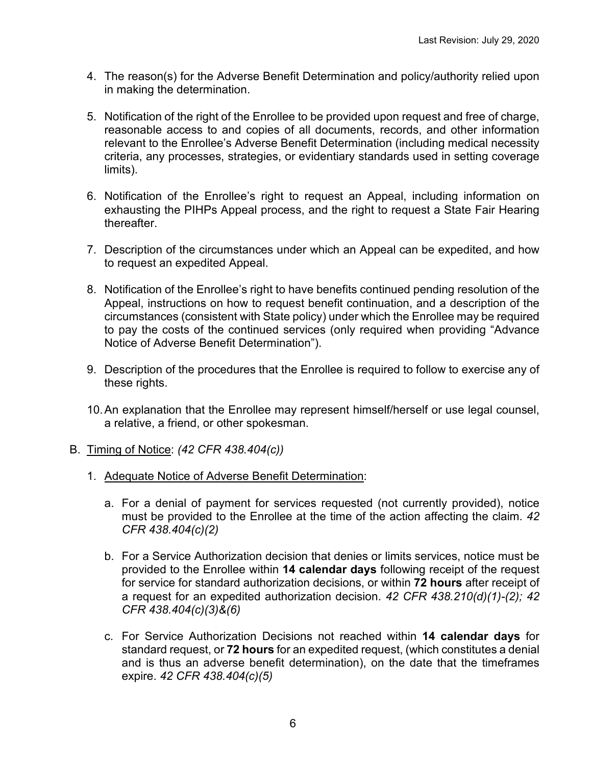4. The reason(s) for the Adverse Benefit Determination and policy/authority relied upon in making the determination.

5. Notification of the right of the Enrollee to be provided upon request and free of charge, reasonable access to and copies of all documents, records, and other information relevant to the Enrollee's Adverse Benefit Determination (including medical necessity criteria, any processes, strategies, or evidentiary standards used in setting coverage limits).

6. Notification of the Enrollee's right to request an Appeal, including information on exhausting the PIHPs Appeal process, and the right to request a State Fair Hearing thereafter.

7. Description of the circumstances under which an Appeal can be expedited, and how to request an expedited Appeal.

8. Notification of the Enrollee's right to have benefits continued pending resolution of the Appeal, instructions on how to request benefit continuation, and a description of the circumstances (consistent with State policy) under which the Enrollee may be required to pay the costs of the continued services (only required when providing "Advance Notice of Adverse Benefit Determination").

9. Description of the procedures that the Enrollee is required to follow to exercise any of these rights.

10. An explanation that the Enrollee may represent himself/herself or use legal counsel, a relative, a friend, or other spokesman.

B. <u>Timing of Notice</u>: *(42 CFR 438.404(c))*

   1. <u>Adequate Notice of Adverse Benefit Determination</u>:

      a. For a denial of payment for services requested (not currently provided), notice must be provided to the Enrollee at the time of the action affecting the claim. *42 CFR 438.404(c)(2)*

      b. For a Service Authorization decision that denies or limits services, notice must be provided to the Enrollee within **14 calendar days** following receipt of the request for service for standard authorization decisions, or within **72 hours** after receipt of a request for an expedited authorization decision. *42 CFR 438.210(d)(1)-(2); 42 CFR 438.404(c)(3)&(6)*

      c. For Service Authorization Decisions not reached within **14 calendar days** for standard request, or **72 hours** for an expedited request, (which constitutes a denial and is thus an adverse benefit determination), on the date that the timeframes expire. *42 CFR 438.404(c)(5)*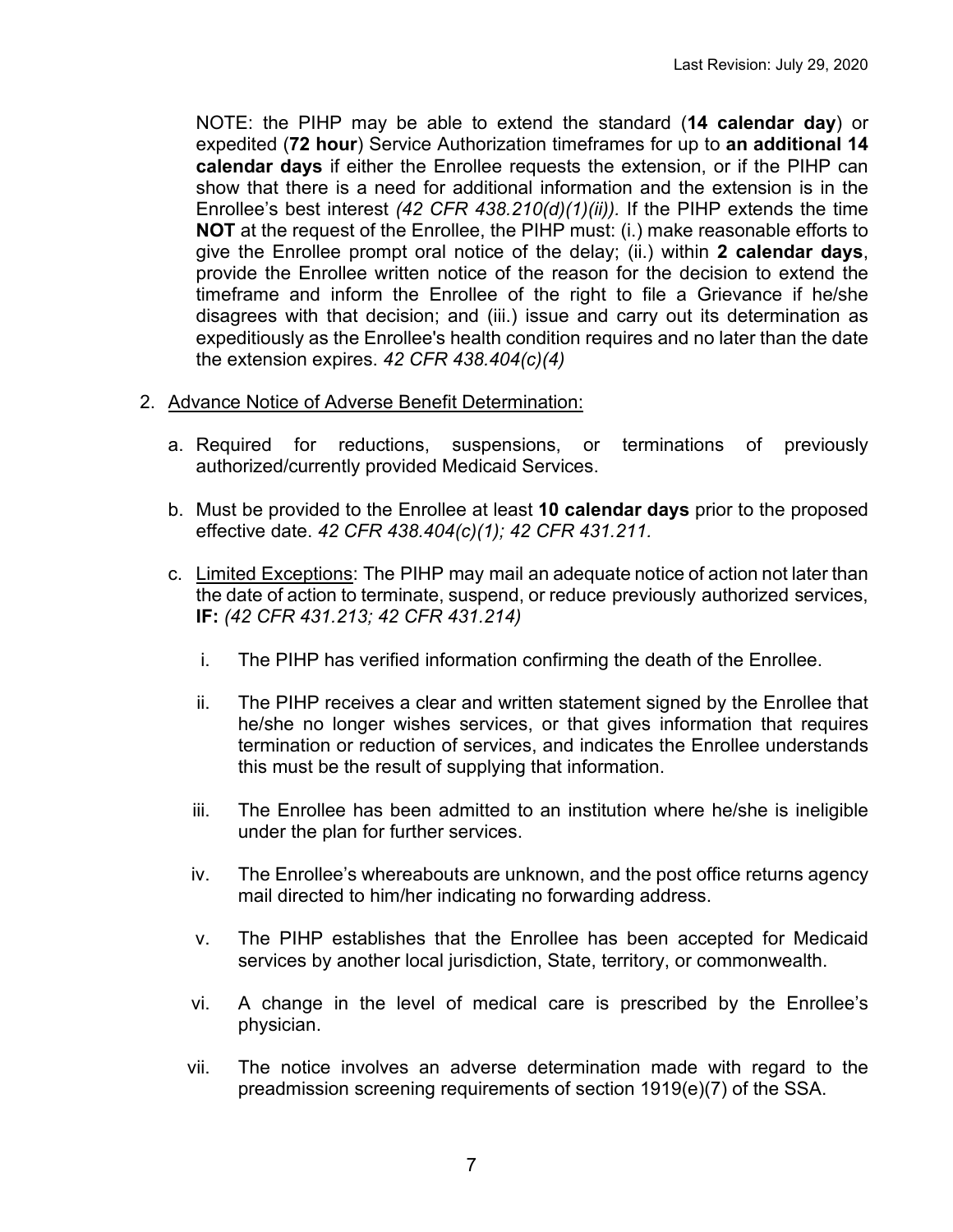NOTE: the PIHP may be able to extend the standard (**14 calendar day**) or expedited (**72 hour**) Service Authorization timeframes for up to **an additional 14 calendar days** if either the Enrollee requests the extension, or if the PIHP can show that there is a need for additional information and the extension is in the Enrollee's best interest *(42 CFR 438.210(d)(1)(ii))*. If the PIHP extends the time **NOT** at the request of the Enrollee, the PIHP must: (i.) make reasonable efforts to give the Enrollee prompt oral notice of the delay; (ii.) within **2 calendar days**, provide the Enrollee written notice of the reason for the decision to extend the timeframe and inform the Enrollee of the right to file a Grievance if he/she disagrees with that decision; and (iii.) issue and carry out its determination as expeditiously as the Enrollee's health condition requires and no later than the date the extension expires. *42 CFR 438.404(c)(4)*

2. Advance Notice of Adverse Benefit Determination:

   a. Required for reductions, suspensions, or terminations of previously authorized/currently provided Medicaid Services.

   b. Must be provided to the Enrollee at least **10 calendar days** prior to the proposed effective date. *42 CFR 438.404(c)(1); 42 CFR 431.211.*

   c. Limited Exceptions: The PIHP may mail an adequate notice of action not later than the date of action to terminate, suspend, or reduce previously authorized services, **IF:** *(42 CFR 431.213; 42 CFR 431.214)*

      i. The PIHP has verified information confirming the death of the Enrollee.

      ii. The PIHP receives a clear and written statement signed by the Enrollee that he/she no longer wishes services, or that gives information that requires termination or reduction of services, and indicates the Enrollee understands this must be the result of supplying that information.

      iii. The Enrollee has been admitted to an institution where he/she is ineligible under the plan for further services.

      iv. The Enrollee's whereabouts are unknown, and the post office returns agency mail directed to him/her indicating no forwarding address.

      v. The PIHP establishes that the Enrollee has been accepted for Medicaid services by another local jurisdiction, State, territory, or commonwealth.

      vi. A change in the level of medical care is prescribed by the Enrollee's physician.

      vii. The notice involves an adverse determination made with regard to the preadmission screening requirements of section 1919(e)(7) of the SSA.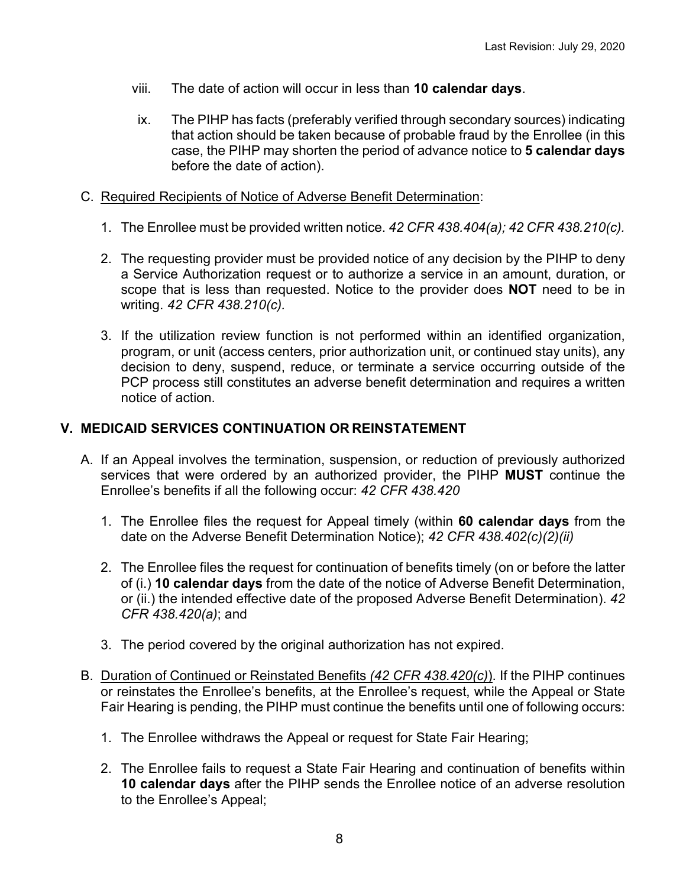viii. The date of action will occur in less than **10 calendar days**.

ix. The PIHP has facts (preferably verified through secondary sources) indicating that action should be taken because of probable fraud by the Enrollee (in this case, the PIHP may shorten the period of advance notice to **5 calendar days** before the date of action).

C. Required Recipients of Notice of Adverse Benefit Determination:

1. The Enrollee must be provided written notice. *42 CFR 438.404(a); 42 CFR 438.210(c).*

2. The requesting provider must be provided notice of any decision by the PIHP to deny a Service Authorization request or to authorize a service in an amount, duration, or scope that is less than requested. Notice to the provider does **NOT** need to be in writing. *42 CFR 438.210(c).*

3. If the utilization review function is not performed within an identified organization, program, or unit (access centers, prior authorization unit, or continued stay units), any decision to deny, suspend, reduce, or terminate a service occurring outside of the PCP process still constitutes an adverse benefit determination and requires a written notice of action.

## V. MEDICAID SERVICES CONTINUATION OR REINSTATEMENT

A. If an Appeal involves the termination, suspension, or reduction of previously authorized services that were ordered by an authorized provider, the PIHP **MUST** continue the Enrollee's benefits if all the following occur: *42 CFR 438.420*

1. The Enrollee files the request for Appeal timely (within **60 calendar days** from the date on the Adverse Benefit Determination Notice); *42 CFR 438.402(c)(2)(ii)*

2. The Enrollee files the request for continuation of benefits timely (on or before the latter of (i.) **10 calendar days** from the date of the notice of Adverse Benefit Determination, or (ii.) the intended effective date of the proposed Adverse Benefit Determination). *42 CFR 438.420(a)*; and

3. The period covered by the original authorization has not expired.

B. Duration of Continued or Reinstated Benefits *(42 CFR 438.420(c))*. If the PIHP continues or reinstates the Enrollee's benefits, at the Enrollee's request, while the Appeal or State Fair Hearing is pending, the PIHP must continue the benefits until one of following occurs:

1. The Enrollee withdraws the Appeal or request for State Fair Hearing;

2. The Enrollee fails to request a State Fair Hearing and continuation of benefits within **10 calendar days** after the PIHP sends the Enrollee notice of an adverse resolution to the Enrollee's Appeal;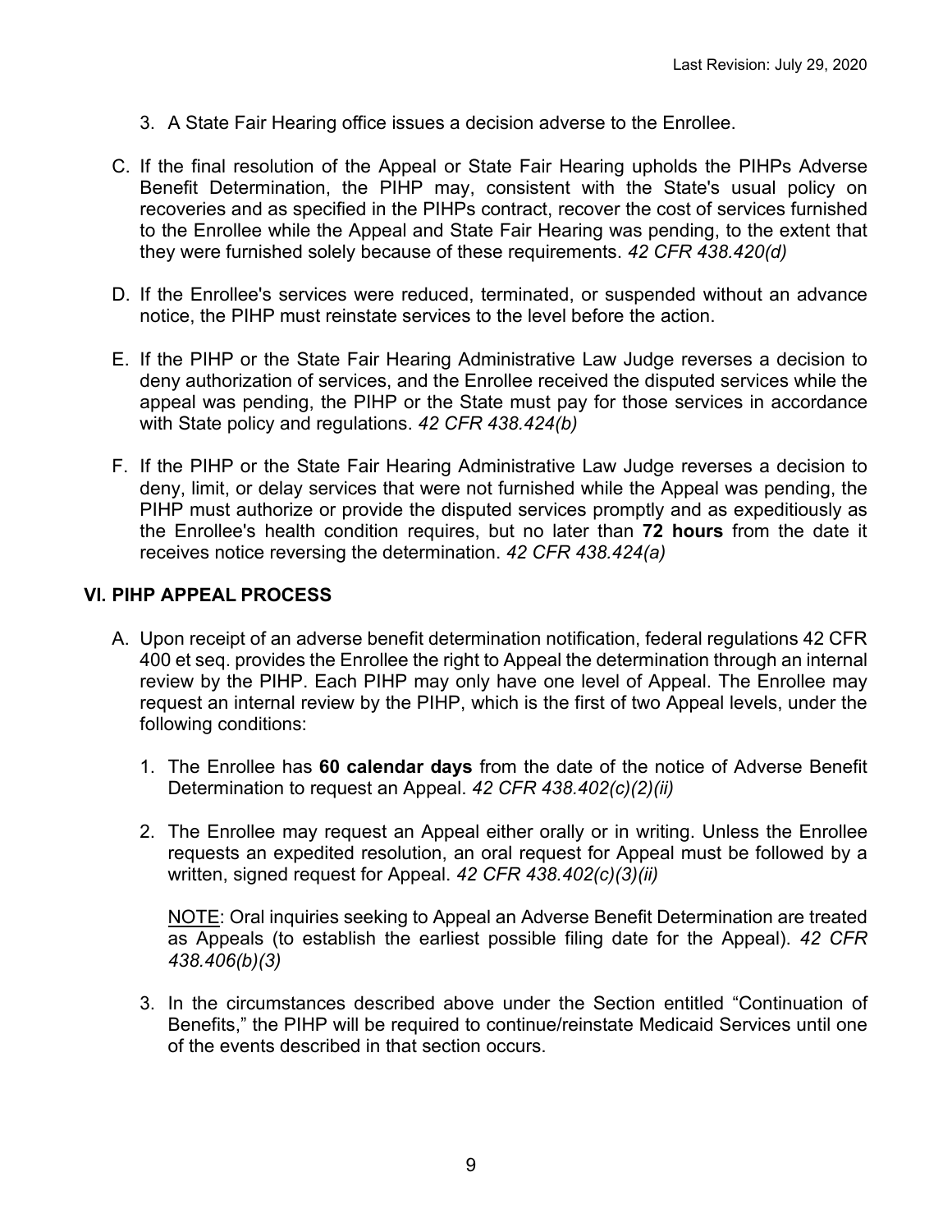3. A State Fair Hearing office issues a decision adverse to the Enrollee.

C. If the final resolution of the Appeal or State Fair Hearing upholds the PIHPs Adverse Benefit Determination, the PIHP may, consistent with the State's usual policy on recoveries and as specified in the PIHPs contract, recover the cost of services furnished to the Enrollee while the Appeal and State Fair Hearing was pending, to the extent that they were furnished solely because of these requirements. *42 CFR 438.420(d)*

D. If the Enrollee's services were reduced, terminated, or suspended without an advance notice, the PIHP must reinstate services to the level before the action.

E. If the PIHP or the State Fair Hearing Administrative Law Judge reverses a decision to deny authorization of services, and the Enrollee received the disputed services while the appeal was pending, the PIHP or the State must pay for those services in accordance with State policy and regulations. *42 CFR 438.424(b)*

F. If the PIHP or the State Fair Hearing Administrative Law Judge reverses a decision to deny, limit, or delay services that were not furnished while the Appeal was pending, the PIHP must authorize or provide the disputed services promptly and as expeditiously as the Enrollee's health condition requires, but no later than **72 hours** from the date it receives notice reversing the determination. *42 CFR 438.424(a)*

## VI. PIHP APPEAL PROCESS

A. Upon receipt of an adverse benefit determination notification, federal regulations 42 CFR 400 et seq. provides the Enrollee the right to Appeal the determination through an internal review by the PIHP. Each PIHP may only have one level of Appeal. The Enrollee may request an internal review by the PIHP, which is the first of two Appeal levels, under the following conditions:

1. The Enrollee has **60 calendar days** from the date of the notice of Adverse Benefit Determination to request an Appeal. *42 CFR 438.402(c)(2)(ii)*

2. The Enrollee may request an Appeal either orally or in writing. Unless the Enrollee requests an expedited resolution, an oral request for Appeal must be followed by a written, signed request for Appeal. *42 CFR 438.402(c)(3)(ii)*

   <u>NOTE</u>: Oral inquiries seeking to Appeal an Adverse Benefit Determination are treated as Appeals (to establish the earliest possible filing date for the Appeal). *42 CFR 438.406(b)(3)*

3. In the circumstances described above under the Section entitled "Continuation of Benefits," the PIHP will be required to continue/reinstate Medicaid Services until one of the events described in that section occurs.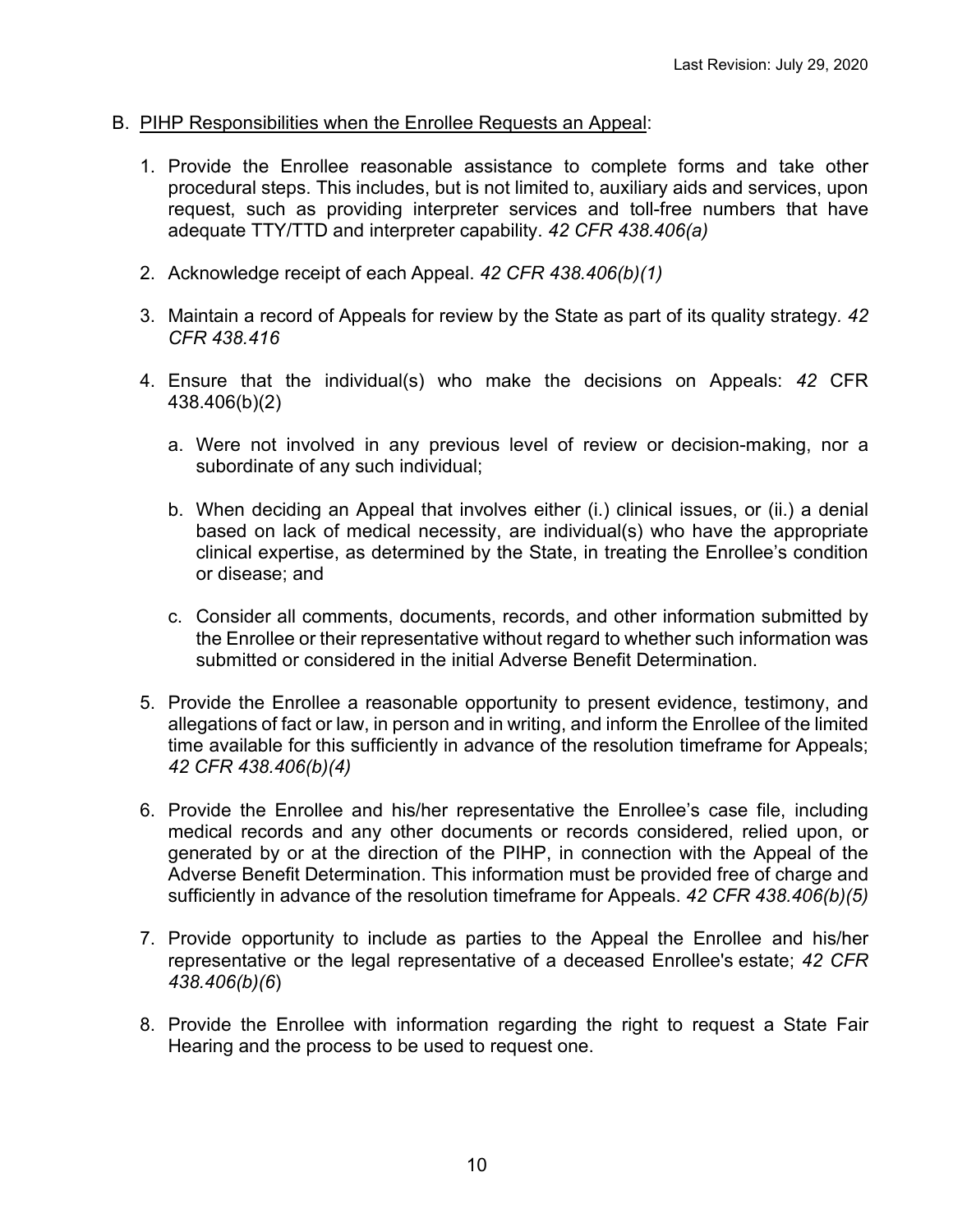B. <u>PIHP Responsibilities when the Enrollee Requests an Appeal</u>:

1. Provide the Enrollee reasonable assistance to complete forms and take other procedural steps. This includes, but is not limited to, auxiliary aids and services, upon request, such as providing interpreter services and toll-free numbers that have adequate TTY/TTD and interpreter capability. *42 CFR 438.406(a)*

2. Acknowledge receipt of each Appeal. *42 CFR 438.406(b)(1)*

3. Maintain a record of Appeals for review by the State as part of its quality strategy. *42 CFR 438.416*

4. Ensure that the individual(s) who make the decisions on Appeals: *42* CFR 438.406(b)(2)

   a. Were not involved in any previous level of review or decision-making, nor a subordinate of any such individual;

   b. When deciding an Appeal that involves either (i.) clinical issues, or (ii.) a denial based on lack of medical necessity, are individual(s) who have the appropriate clinical expertise, as determined by the State, in treating the Enrollee's condition or disease; and

   c. Consider all comments, documents, records, and other information submitted by the Enrollee or their representative without regard to whether such information was submitted or considered in the initial Adverse Benefit Determination.

5. Provide the Enrollee a reasonable opportunity to present evidence, testimony, and allegations of fact or law, in person and in writing, and inform the Enrollee of the limited time available for this sufficiently in advance of the resolution timeframe for Appeals; *42 CFR 438.406(b)(4)*

6. Provide the Enrollee and his/her representative the Enrollee's case file, including medical records and any other documents or records considered, relied upon, or generated by or at the direction of the PIHP, in connection with the Appeal of the Adverse Benefit Determination. This information must be provided free of charge and sufficiently in advance of the resolution timeframe for Appeals. *42 CFR 438.406(b)(5)*

7. Provide opportunity to include as parties to the Appeal the Enrollee and his/her representative or the legal representative of a deceased Enrollee's estate; *42 CFR 438.406(b)(6*)

8. Provide the Enrollee with information regarding the right to request a State Fair Hearing and the process to be used to request one.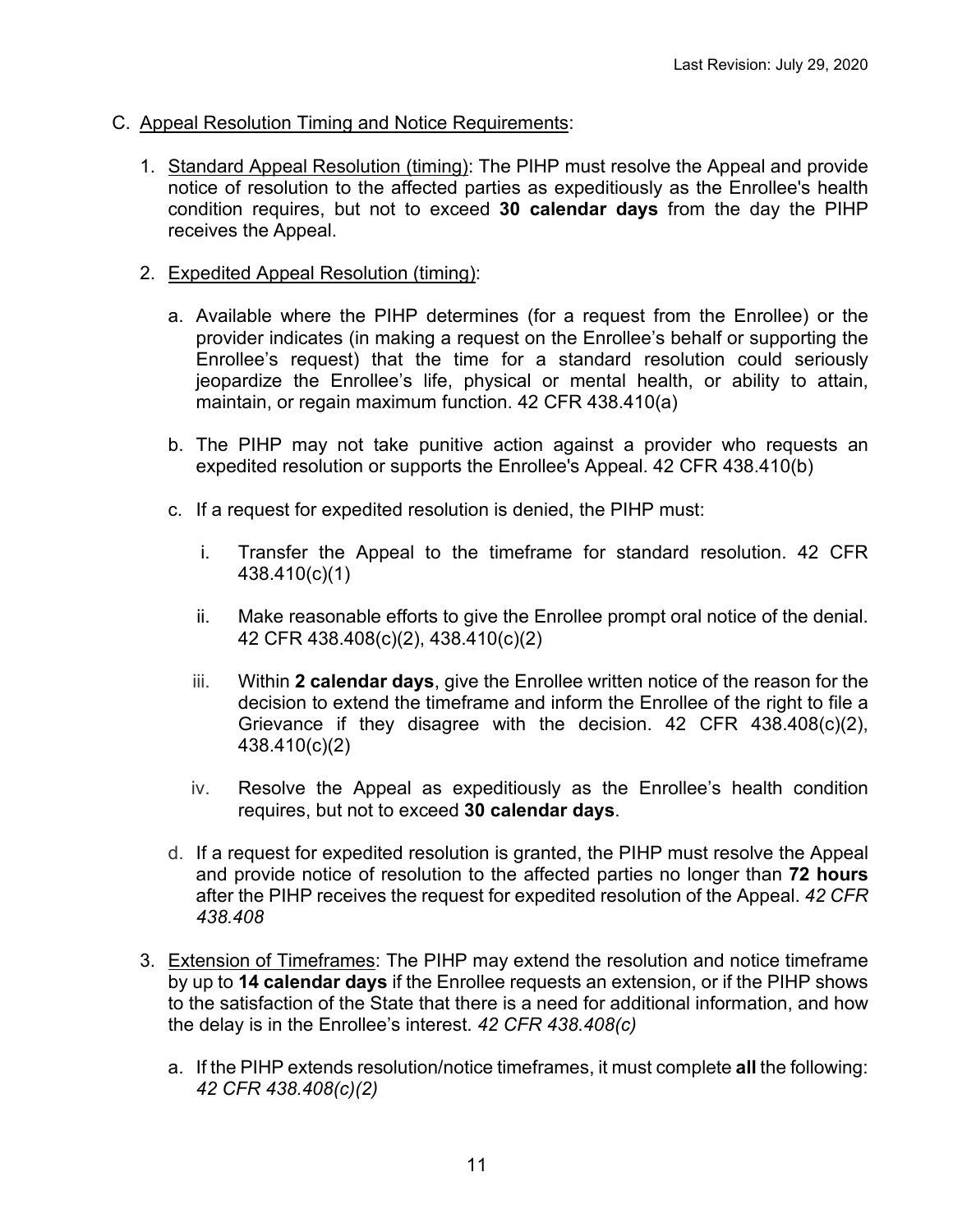C. <u>Appeal Resolution Timing and Notice Requirements</u>:

1. <u>Standard Appeal Resolution (timing)</u>: The PIHP must resolve the Appeal and provide notice of resolution to the affected parties as expeditiously as the Enrollee's health condition requires, but not to exceed **30 calendar days** from the day the PIHP receives the Appeal.

2. <u>Expedited Appeal Resolution (timing)</u>:

   a. Available where the PIHP determines (for a request from the Enrollee) or the provider indicates (in making a request on the Enrollee's behalf or supporting the Enrollee's request) that the time for a standard resolution could seriously jeopardize the Enrollee's life, physical or mental health, or ability to attain, maintain, or regain maximum function. 42 CFR 438.410(a)

   b. The PIHP may not take punitive action against a provider who requests an expedited resolution or supports the Enrollee's Appeal. 42 CFR 438.410(b)

   c. If a request for expedited resolution is denied, the PIHP must:

      i. Transfer the Appeal to the timeframe for standard resolution. 42 CFR 438.410(c)(1)

      ii. Make reasonable efforts to give the Enrollee prompt oral notice of the denial. 42 CFR 438.408(c)(2), 438.410(c)(2)

      iii. Within **2 calendar days**, give the Enrollee written notice of the reason for the decision to extend the timeframe and inform the Enrollee of the right to file a Grievance if they disagree with the decision. 42 CFR 438.408(c)(2), 438.410(c)(2)

      iv. Resolve the Appeal as expeditiously as the Enrollee's health condition requires, but not to exceed **30 calendar days**.

   d. If a request for expedited resolution is granted, the PIHP must resolve the Appeal and provide notice of resolution to the affected parties no longer than **72 hours** after the PIHP receives the request for expedited resolution of the Appeal. *42 CFR 438.408*

3. <u>Extension of Timeframes</u>: The PIHP may extend the resolution and notice timeframe by up to **14 calendar days** if the Enrollee requests an extension, or if the PIHP shows to the satisfaction of the State that there is a need for additional information, and how the delay is in the Enrollee's interest. *42 CFR 438.408(c)*

   a. If the PIHP extends resolution/notice timeframes, it must complete **all** the following: *42 CFR 438.408(c)(2)*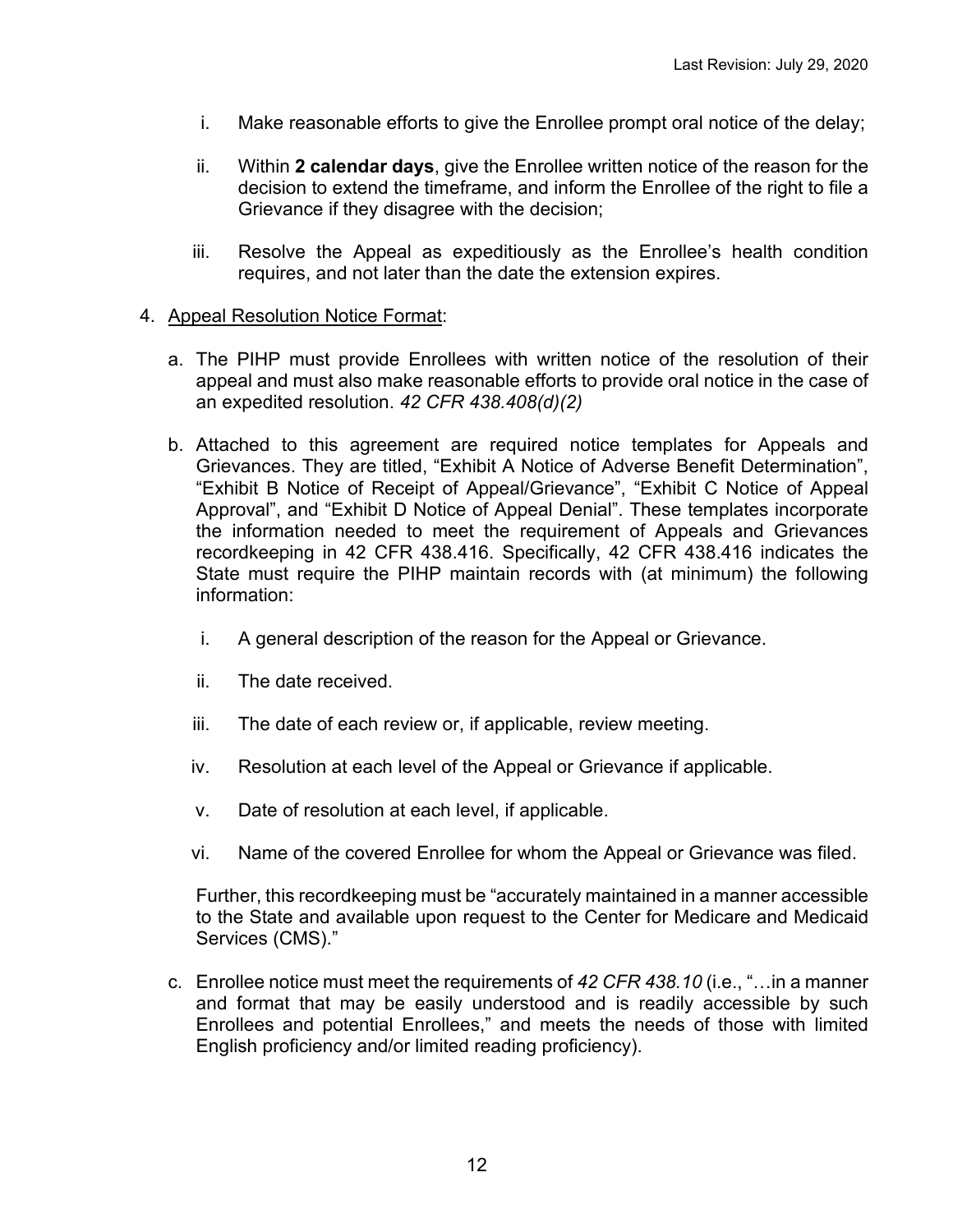i. Make reasonable efforts to give the Enrollee prompt oral notice of the delay;

   ii. Within **2 calendar days**, give the Enrollee written notice of the reason for the decision to extend the timeframe, and inform the Enrollee of the right to file a Grievance if they disagree with the decision;

   iii. Resolve the Appeal as expeditiously as the Enrollee's health condition requires, and not later than the date the extension expires.

4. Appeal Resolution Notice Format:

   a. The PIHP must provide Enrollees with written notice of the resolution of their appeal and must also make reasonable efforts to provide oral notice in the case of an expedited resolution. *42 CFR 438.408(d)(2)*

   b. Attached to this agreement are required notice templates for Appeals and Grievances. They are titled, "Exhibit A Notice of Adverse Benefit Determination", "Exhibit B Notice of Receipt of Appeal/Grievance", "Exhibit C Notice of Appeal Approval", and "Exhibit D Notice of Appeal Denial". These templates incorporate the information needed to meet the requirement of Appeals and Grievances recordkeeping in 42 CFR 438.416. Specifically, 42 CFR 438.416 indicates the State must require the PIHP maintain records with (at minimum) the following information:

      i. A general description of the reason for the Appeal or Grievance.

      ii. The date received.

      iii. The date of each review or, if applicable, review meeting.

      iv. Resolution at each level of the Appeal or Grievance if applicable.

      v. Date of resolution at each level, if applicable.

      vi. Name of the covered Enrollee for whom the Appeal or Grievance was filed.

   Further, this recordkeeping must be "accurately maintained in a manner accessible to the State and available upon request to the Center for Medicare and Medicaid Services (CMS)."

   c. Enrollee notice must meet the requirements of *42 CFR 438.10* (i.e., "…in a manner and format that may be easily understood and is readily accessible by such Enrollees and potential Enrollees," and meets the needs of those with limited English proficiency and/or limited reading proficiency).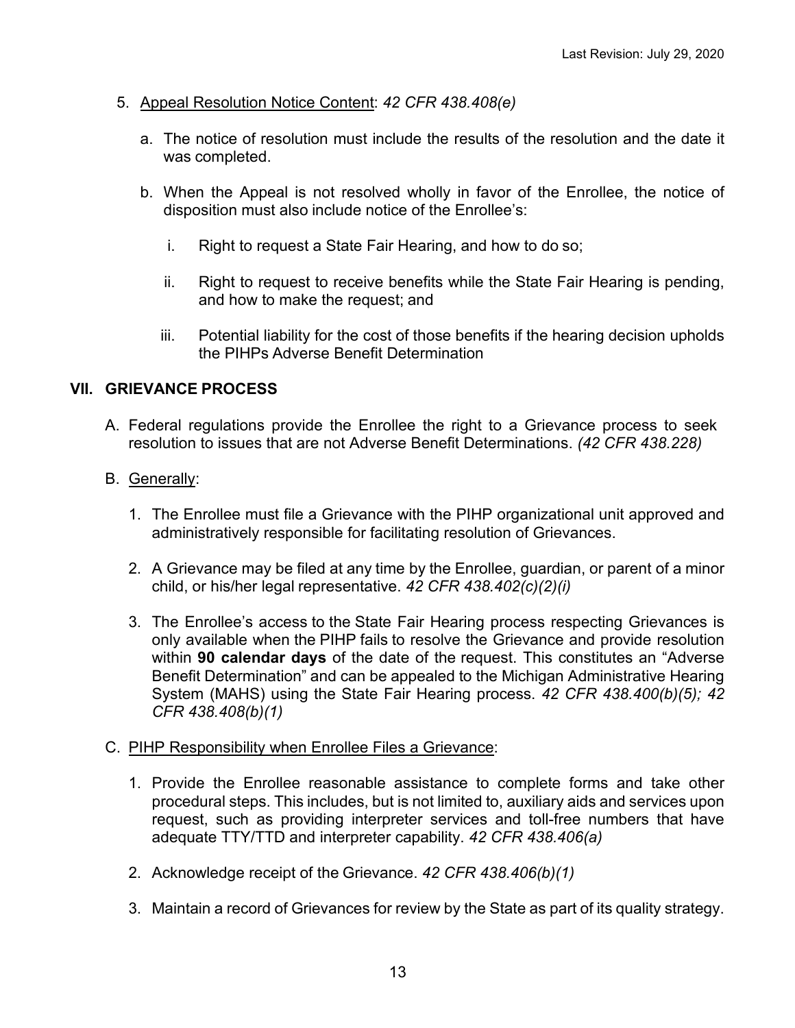5. Appeal Resolution Notice Content: *42 CFR 438.408(e)*

   a. The notice of resolution must include the results of the resolution and the date it was completed.

   b. When the Appeal is not resolved wholly in favor of the Enrollee, the notice of disposition must also include notice of the Enrollee's:

      i. Right to request a State Fair Hearing, and how to do so;

      ii. Right to request to receive benefits while the State Fair Hearing is pending, and how to make the request; and

      iii. Potential liability for the cost of those benefits if the hearing decision upholds the PIHPs Adverse Benefit Determination

## VII. GRIEVANCE PROCESS

A. Federal regulations provide the Enrollee the right to a Grievance process to seek resolution to issues that are not Adverse Benefit Determinations. *(42 CFR 438.228)*

B. Generally:

   1. The Enrollee must file a Grievance with the PIHP organizational unit approved and administratively responsible for facilitating resolution of Grievances.

   2. A Grievance may be filed at any time by the Enrollee, guardian, or parent of a minor child, or his/her legal representative. *42 CFR 438.402(c)(2)(i)*

   3. The Enrollee's access to the State Fair Hearing process respecting Grievances is only available when the PIHP fails to resolve the Grievance and provide resolution within **90 calendar days** of the date of the request. This constitutes an "Adverse Benefit Determination" and can be appealed to the Michigan Administrative Hearing System (MAHS) using the State Fair Hearing process. *42 CFR 438.400(b)(5); 42 CFR 438.408(b)(1)*

C. PIHP Responsibility when Enrollee Files a Grievance:

   1. Provide the Enrollee reasonable assistance to complete forms and take other procedural steps. This includes, but is not limited to, auxiliary aids and services upon request, such as providing interpreter services and toll-free numbers that have adequate TTY/TTD and interpreter capability. *42 CFR 438.406(a)*

   2. Acknowledge receipt of the Grievance. *42 CFR 438.406(b)(1)*

   3. Maintain a record of Grievances for review by the State as part of its quality strategy.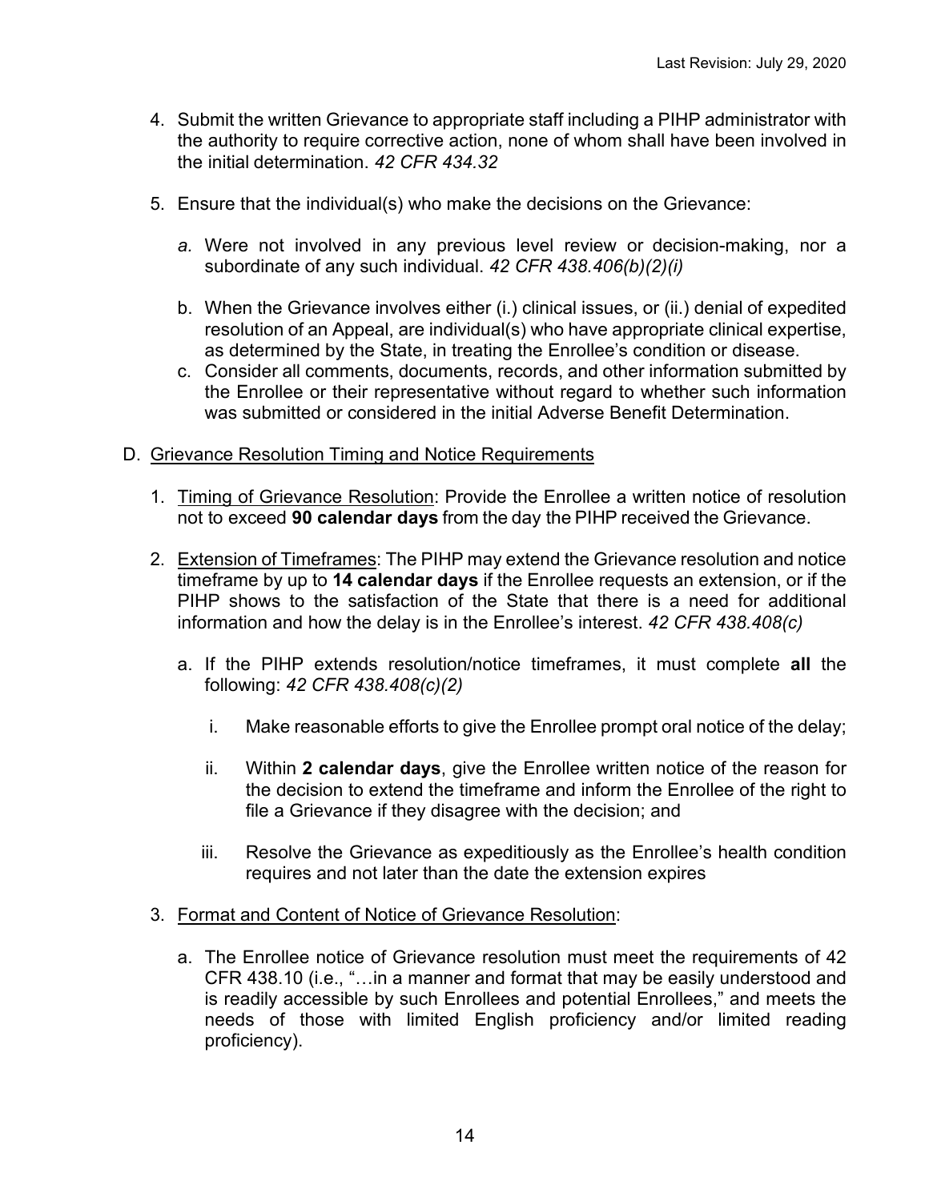4. Submit the written Grievance to appropriate staff including a PIHP administrator with the authority to require corrective action, none of whom shall have been involved in the initial determination. *42 CFR 434.32*

5. Ensure that the individual(s) who make the decisions on the Grievance:

   *a.* Were not involved in any previous level review or decision-making, nor a subordinate of any such individual. *42 CFR 438.406(b)(2)(i)*

   b. When the Grievance involves either (i.) clinical issues, or (ii.) denial of expedited resolution of an Appeal, are individual(s) who have appropriate clinical expertise, as determined by the State, in treating the Enrollee's condition or disease.

   c. Consider all comments, documents, records, and other information submitted by the Enrollee or their representative without regard to whether such information was submitted or considered in the initial Adverse Benefit Determination.

D. <u>Grievance Resolution Timing and Notice Requirements</u>

1. <u>Timing of Grievance Resolution</u>: Provide the Enrollee a written notice of resolution not to exceed **90 calendar days** from the day the PIHP received the Grievance.

2. <u>Extension of Timeframes</u>: The PIHP may extend the Grievance resolution and notice timeframe by up to **14 calendar days** if the Enrollee requests an extension, or if the PIHP shows to the satisfaction of the State that there is a need for additional information and how the delay is in the Enrollee's interest. *42 CFR 438.408(c)*

   a. If the PIHP extends resolution/notice timeframes, it must complete **all** the following: *42 CFR 438.408(c)(2)*

      i. Make reasonable efforts to give the Enrollee prompt oral notice of the delay;

      ii. Within **2 calendar days**, give the Enrollee written notice of the reason for the decision to extend the timeframe and inform the Enrollee of the right to file a Grievance if they disagree with the decision; and

      iii. Resolve the Grievance as expeditiously as the Enrollee's health condition requires and not later than the date the extension expires

3. <u>Format and Content of Notice of Grievance Resolution</u>:

   a. The Enrollee notice of Grievance resolution must meet the requirements of 42 CFR 438.10 (i.e., "…in a manner and format that may be easily understood and is readily accessible by such Enrollees and potential Enrollees," and meets the needs of those with limited English proficiency and/or limited reading proficiency).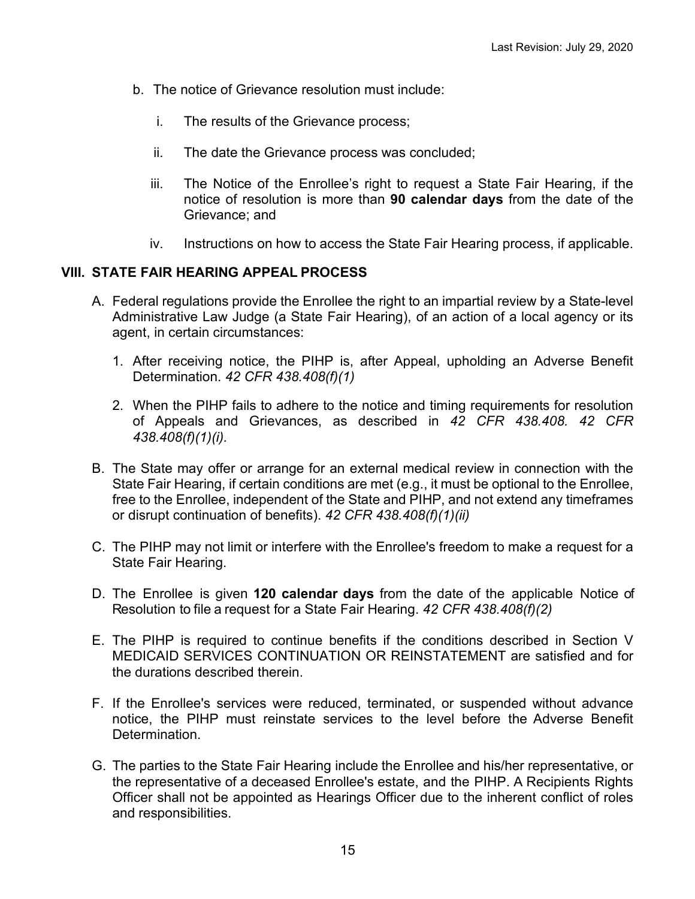b. The notice of Grievance resolution must include:

   i. The results of the Grievance process;

   ii. The date the Grievance process was concluded;

   iii. The Notice of the Enrollee's right to request a State Fair Hearing, if the notice of resolution is more than **90 calendar days** from the date of the Grievance; and

   iv. Instructions on how to access the State Fair Hearing process, if applicable.

## VIII. STATE FAIR HEARING APPEAL PROCESS

A. Federal regulations provide the Enrollee the right to an impartial review by a State-level Administrative Law Judge (a State Fair Hearing), of an action of a local agency or its agent, in certain circumstances:

   1. After receiving notice, the PIHP is, after Appeal, upholding an Adverse Benefit Determination. *42 CFR 438.408(f)(1)*

   2. When the PIHP fails to adhere to the notice and timing requirements for resolution of Appeals and Grievances, as described in *42 CFR 438.408. 42 CFR 438.408(f)(1)(i).*

B. The State may offer or arrange for an external medical review in connection with the State Fair Hearing, if certain conditions are met (e.g., it must be optional to the Enrollee, free to the Enrollee, independent of the State and PIHP, and not extend any timeframes or disrupt continuation of benefits). *42 CFR 438.408(f)(1)(ii)*

C. The PIHP may not limit or interfere with the Enrollee's freedom to make a request for a State Fair Hearing.

D. The Enrollee is given **120 calendar days** from the date of the applicable Notice of Resolution to file a request for a State Fair Hearing. *42 CFR 438.408(f)(2)*

E. The PIHP is required to continue benefits if the conditions described in Section V MEDICAID SERVICES CONTINUATION OR REINSTATEMENT are satisfied and for the durations described therein.

F. If the Enrollee's services were reduced, terminated, or suspended without advance notice, the PIHP must reinstate services to the level before the Adverse Benefit Determination.

G. The parties to the State Fair Hearing include the Enrollee and his/her representative, or the representative of a deceased Enrollee's estate, and the PIHP. A Recipients Rights Officer shall not be appointed as Hearings Officer due to the inherent conflict of roles and responsibilities.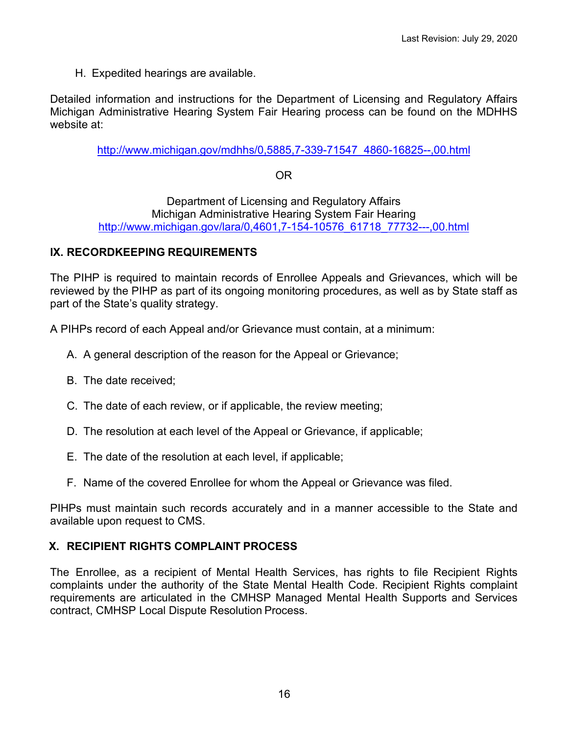H. Expedited hearings are available.

Detailed information and instructions for the Department of Licensing and Regulatory Affairs Michigan Administrative Hearing System Fair Hearing process can be found on the MDHHS website at:

http://www.michigan.gov/mdhhs/0,5885,7-339-71547_4860-16825--,00.html

OR

Department of Licensing and Regulatory Affairs
Michigan Administrative Hearing System Fair Hearing
http://www.michigan.gov/lara/0,4601,7-154-10576_61718_77732---,00.html

## IX. RECORDKEEPING REQUIREMENTS

The PIHP is required to maintain records of Enrollee Appeals and Grievances, which will be reviewed by the PIHP as part of its ongoing monitoring procedures, as well as by State staff as part of the State's quality strategy.

A PIHPs record of each Appeal and/or Grievance must contain, at a minimum:

A. A general description of the reason for the Appeal or Grievance;

B. The date received;

C. The date of each review, or if applicable, the review meeting;

D. The resolution at each level of the Appeal or Grievance, if applicable;

E. The date of the resolution at each level, if applicable;

F. Name of the covered Enrollee for whom the Appeal or Grievance was filed.

PIHPs must maintain such records accurately and in a manner accessible to the State and available upon request to CMS.

## X. RECIPIENT RIGHTS COMPLAINT PROCESS

The Enrollee, as a recipient of Mental Health Services, has rights to file Recipient Rights complaints under the authority of the State Mental Health Code. Recipient Rights complaint requirements are articulated in the CMHSP Managed Mental Health Supports and Services contract, CMHSP Local Dispute Resolution Process.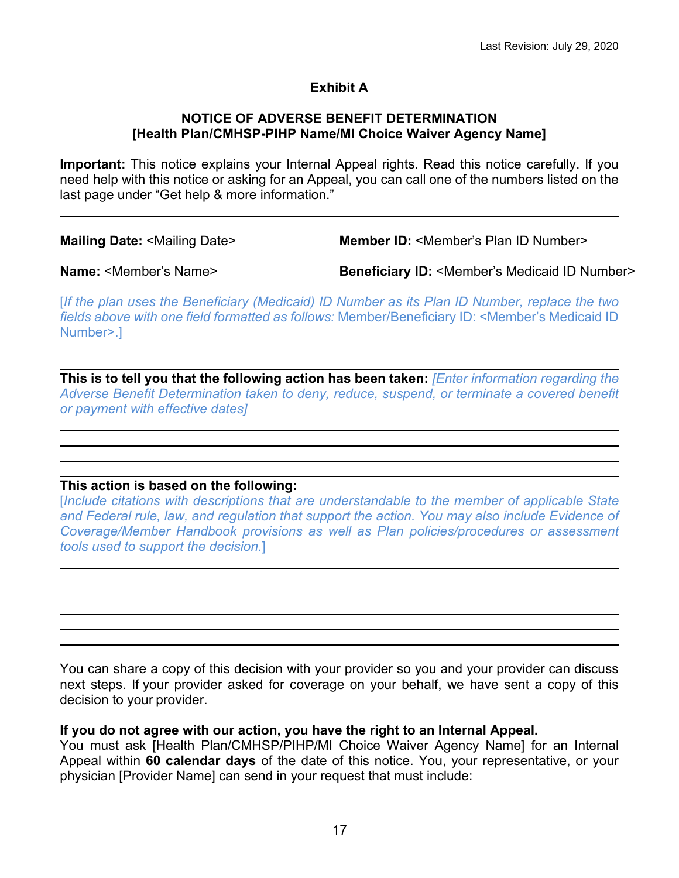**Exhibit A**

**NOTICE OF ADVERSE BENEFIT DETERMINATION**
**[Health Plan/CMHSP-PIHP Name/MI Choice Waiver Agency Name]**

**Important:** This notice explains your Internal Appeal rights. Read this notice carefully. If you need help with this notice or asking for an Appeal, you can call one of the numbers listed on the last page under "Get help & more information."

---

**Mailing Date:** <Mailing Date>

**Member ID:** <Member's Plan ID Number>

**Name:** <Member's Name>

**Beneficiary ID:** <Member's Medicaid ID Number>

[*If the plan uses the Beneficiary (Medicaid) ID Number as its Plan ID Number, replace the two fields above with one field formatted as follows:* Member/Beneficiary ID: <Member's Medicaid ID Number>.]

---

**This is to tell you that the following action has been taken:** *[Enter information regarding the Adverse Benefit Determination taken to deny, reduce, suspend, or terminate a covered benefit or payment with effective dates]*

---

**This action is based on the following:**
[*Include citations with descriptions that are understandable to the member of applicable State and Federal rule, law, and regulation that support the action. You may also include Evidence of Coverage/Member Handbook provisions as well as Plan policies/procedures or assessment tools used to support the decision.*]

---

You can share a copy of this decision with your provider so you and your provider can discuss next steps. If your provider asked for coverage on your behalf, we have sent a copy of this decision to your provider.

**If you do not agree with our action, you have the right to an Internal Appeal.**
You must ask [Health Plan/CMHSP/PIHP/MI Choice Waiver Agency Name] for an Internal Appeal within **60 calendar days** of the date of this notice. You, your representative, or your physician [Provider Name] can send in your request that must include: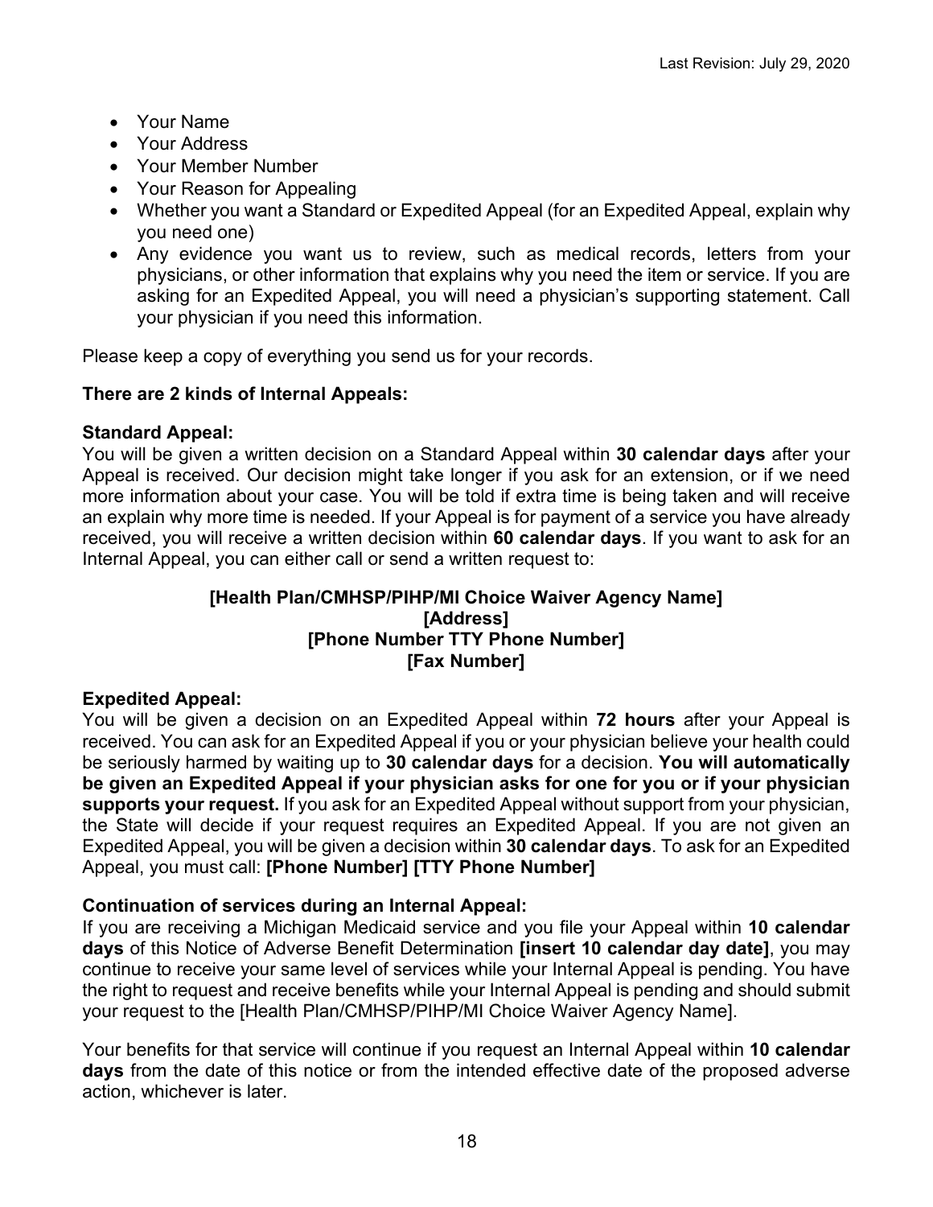- Your Name
- Your Address
- Your Member Number
- Your Reason for Appealing
- Whether you want a Standard or Expedited Appeal (for an Expedited Appeal, explain why you need one)
- Any evidence you want us to review, such as medical records, letters from your physicians, or other information that explains why you need the item or service. If you are asking for an Expedited Appeal, you will need a physician's supporting statement. Call your physician if you need this information.

Please keep a copy of everything you send us for your records.

**There are 2 kinds of Internal Appeals:**

**Standard Appeal:**
You will be given a written decision on a Standard Appeal within **30 calendar days** after your Appeal is received. Our decision might take longer if you ask for an extension, or if we need more information about your case. You will be told if extra time is being taken and will receive an explain why more time is needed. If your Appeal is for payment of a service you have already received, you will receive a written decision within **60 calendar days**. If you want to ask for an Internal Appeal, you can either call or send a written request to:

**[Health Plan/CMHSP/PIHP/MI Choice Waiver Agency Name]**
**[Address]**
**[Phone Number TTY Phone Number]**
**[Fax Number]**

**Expedited Appeal:**
You will be given a decision on an Expedited Appeal within **72 hours** after your Appeal is received. You can ask for an Expedited Appeal if you or your physician believe your health could be seriously harmed by waiting up to **30 calendar days** for a decision. **You will automatically be given an Expedited Appeal if your physician asks for one for you or if your physician supports your request.** If you ask for an Expedited Appeal without support from your physician, the State will decide if your request requires an Expedited Appeal. If you are not given an Expedited Appeal, you will be given a decision within **30 calendar days**. To ask for an Expedited Appeal, you must call: **[Phone Number] [TTY Phone Number]**

**Continuation of services during an Internal Appeal:**
If you are receiving a Michigan Medicaid service and you file your Appeal within **10 calendar days** of this Notice of Adverse Benefit Determination **[insert 10 calendar day date]**, you may continue to receive your same level of services while your Internal Appeal is pending. You have the right to request and receive benefits while your Internal Appeal is pending and should submit your request to the [Health Plan/CMHSP/PIHP/MI Choice Waiver Agency Name].

Your benefits for that service will continue if you request an Internal Appeal within **10 calendar days** from the date of this notice or from the intended effective date of the proposed adverse action, whichever is later.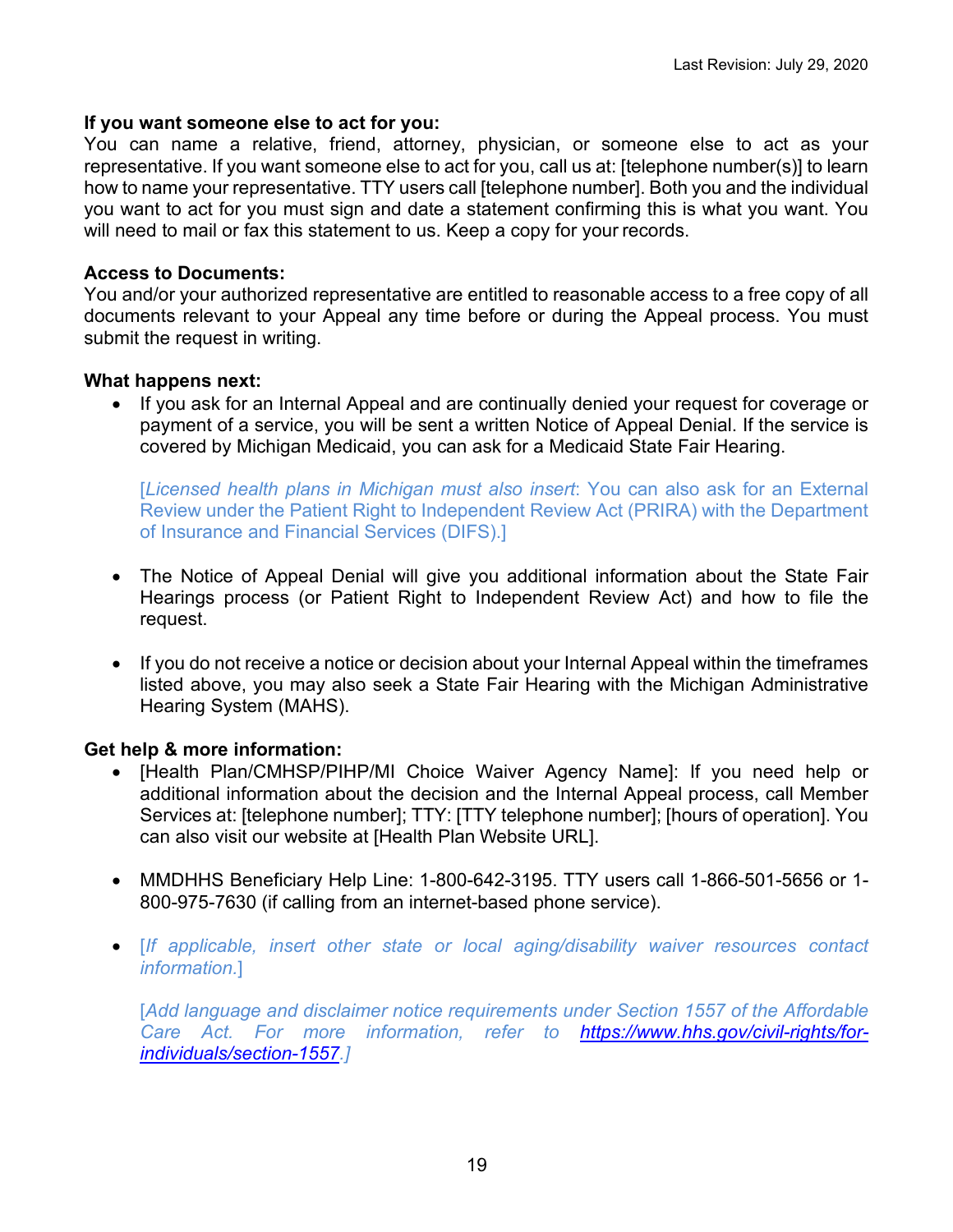**If you want someone else to act for you:**
You can name a relative, friend, attorney, physician, or someone else to act as your representative. If you want someone else to act for you, call us at: [telephone number(s)] to learn how to name your representative. TTY users call [telephone number]. Both you and the individual you want to act for you must sign and date a statement confirming this is what you want. You will need to mail or fax this statement to us. Keep a copy for your records.

**Access to Documents:**
You and/or your authorized representative are entitled to reasonable access to a free copy of all documents relevant to your Appeal any time before or during the Appeal process. You must submit the request in writing.

**What happens next:**

- If you ask for an Internal Appeal and are continually denied your request for coverage or payment of a service, you will be sent a written Notice of Appeal Denial. If the service is covered by Michigan Medicaid, you can ask for a Medicaid State Fair Hearing.

  [*Licensed health plans in Michigan must also insert*: You can also ask for an External Review under the Patient Right to Independent Review Act (PRIRA) with the Department of Insurance and Financial Services (DIFS).]

- The Notice of Appeal Denial will give you additional information about the State Fair Hearings process (or Patient Right to Independent Review Act) and how to file the request.

- If you do not receive a notice or decision about your Internal Appeal within the timeframes listed above, you may also seek a State Fair Hearing with the Michigan Administrative Hearing System (MAHS).

**Get help & more information:**

- [Health Plan/CMHSP/PIHP/MI Choice Waiver Agency Name]: If you need help or additional information about the decision and the Internal Appeal process, call Member Services at: [telephone number]; TTY: [TTY telephone number]; [hours of operation]. You can also visit our website at [Health Plan Website URL].

- MMDHHS Beneficiary Help Line: 1-800-642-3195. TTY users call 1-866-501-5656 or 1-800-975-7630 (if calling from an internet-based phone service).

- [*If applicable, insert other state or local aging/disability waiver resources contact information.*]

  [*Add language and disclaimer notice requirements under Section 1557 of the Affordable Care Act. For more information, refer to [https://www.hhs.gov/civil-rights/for-individuals/section-1557](https://www.hhs.gov/civil-rights/for-individuals/section-1557).*]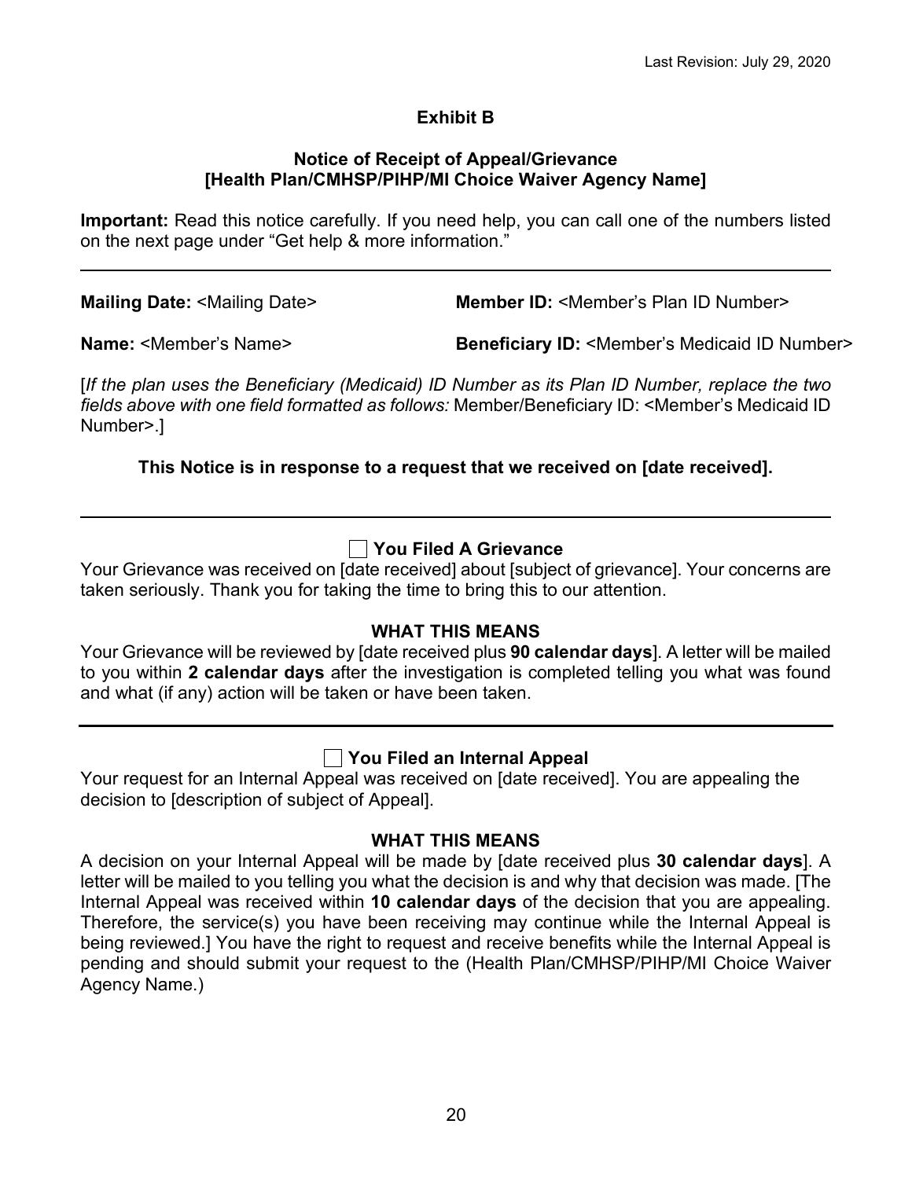# Exhibit B

## Notice of Receipt of Appeal/Grievance
## [Health Plan/CMHSP/PIHP/MI Choice Waiver Agency Name]

**Important:** Read this notice carefully. If you need help, you can call one of the numbers listed on the next page under "Get help & more information."

---

**Mailing Date:** <Mailing Date>  **Member ID:** <Member's Plan ID Number>

**Name:** <Member's Name>  **Beneficiary ID:** <Member's Medicaid ID Number>

[*If the plan uses the Beneficiary (Medicaid) ID Number as its Plan ID Number, replace the two fields above with one field formatted as follows:* Member/Beneficiary ID: <Member's Medicaid ID Number>.]

**This Notice is in response to a request that we received on [date received].**

---

### ☐ You Filed A Grievance

Your Grievance was received on [date received] about [subject of grievance]. Your concerns are taken seriously. Thank you for taking the time to bring this to our attention.

**WHAT THIS MEANS**

Your Grievance will be reviewed by [date received plus **90 calendar days**]. A letter will be mailed to you within **2 calendar days** after the investigation is completed telling you what was found and what (if any) action will be taken or have been taken.

---

### ☐ You Filed an Internal Appeal

Your request for an Internal Appeal was received on [date received]. You are appealing the decision to [description of subject of Appeal].

**WHAT THIS MEANS**

A decision on your Internal Appeal will be made by [date received plus **30 calendar days**]. A letter will be mailed to you telling you what the decision is and why that decision was made. [The Internal Appeal was received within **10 calendar days** of the decision that you are appealing. Therefore, the service(s) you have been receiving may continue while the Internal Appeal is being reviewed.] You have the right to request and receive benefits while the Internal Appeal is pending and should submit your request to the (Health Plan/CMHSP/PIHP/MI Choice Waiver Agency Name.)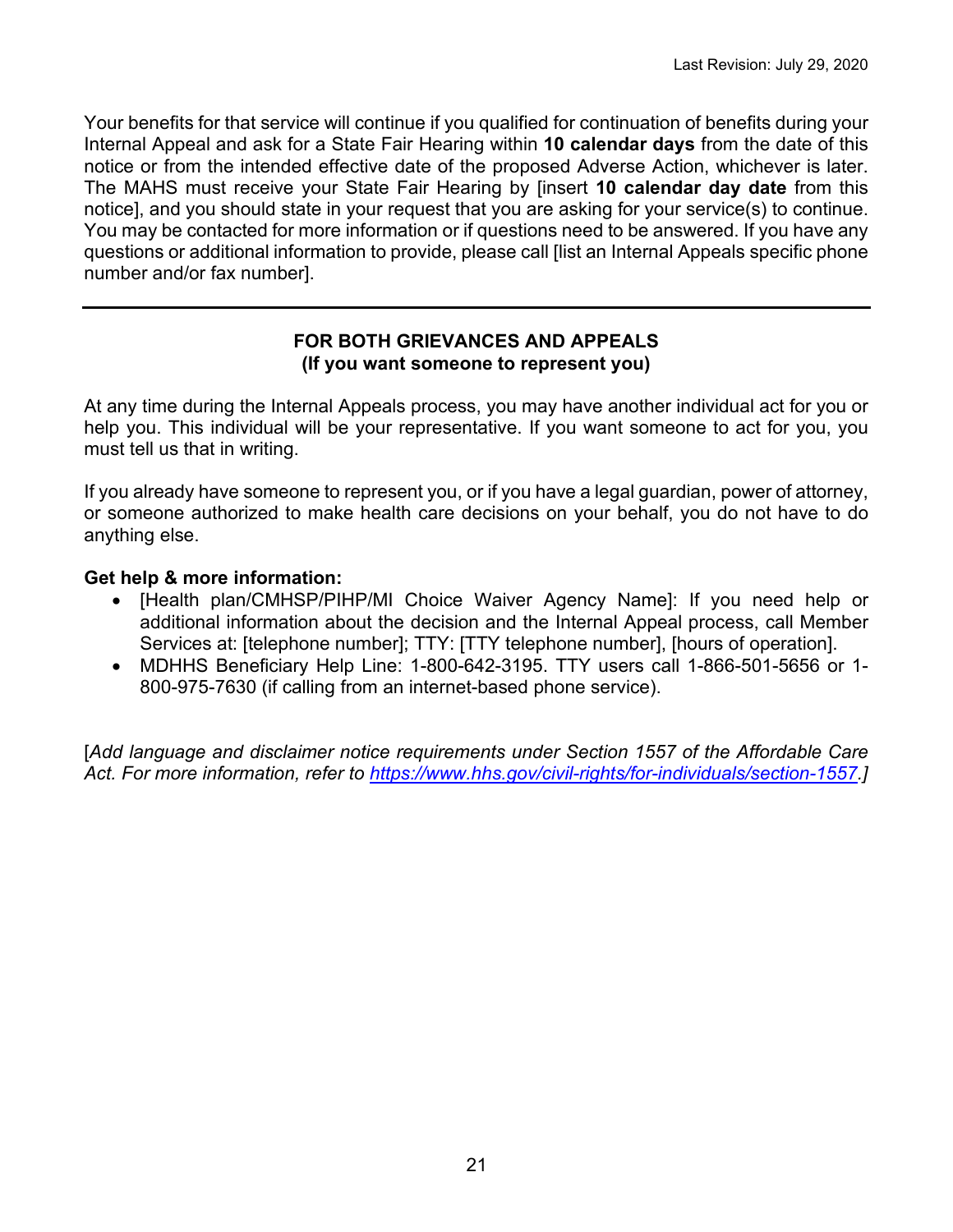Your benefits for that service will continue if you qualified for continuation of benefits during your Internal Appeal and ask for a State Fair Hearing within **10 calendar days** from the date of this notice or from the intended effective date of the proposed Adverse Action, whichever is later. The MAHS must receive your State Fair Hearing by [insert **10 calendar day date** from this notice], and you should state in your request that you are asking for your service(s) to continue. You may be contacted for more information or if questions need to be answered. If you have any questions or additional information to provide, please call [list an Internal Appeals specific phone number and/or fax number].

---

**FOR BOTH GRIEVANCES AND APPEALS**
**(If you want someone to represent you)**

At any time during the Internal Appeals process, you may have another individual act for you or help you. This individual will be your representative. If you want someone to act for you, you must tell us that in writing.

If you already have someone to represent you, or if you have a legal guardian, power of attorney, or someone authorized to make health care decisions on your behalf, you do not have to do anything else.

**Get help & more information:**

- [Health plan/CMHSP/PIHP/MI Choice Waiver Agency Name]: If you need help or additional information about the decision and the Internal Appeal process, call Member Services at: [telephone number]; TTY: [TTY telephone number], [hours of operation].
- MDHHS Beneficiary Help Line: 1-800-642-3195. TTY users call 1-866-501-5656 or 1-800-975-7630 (if calling from an internet-based phone service).

[*Add language and disclaimer notice requirements under Section 1557 of the Affordable Care Act. For more information, refer to https://www.hhs.gov/civil-rights/for-individuals/section-1557.*]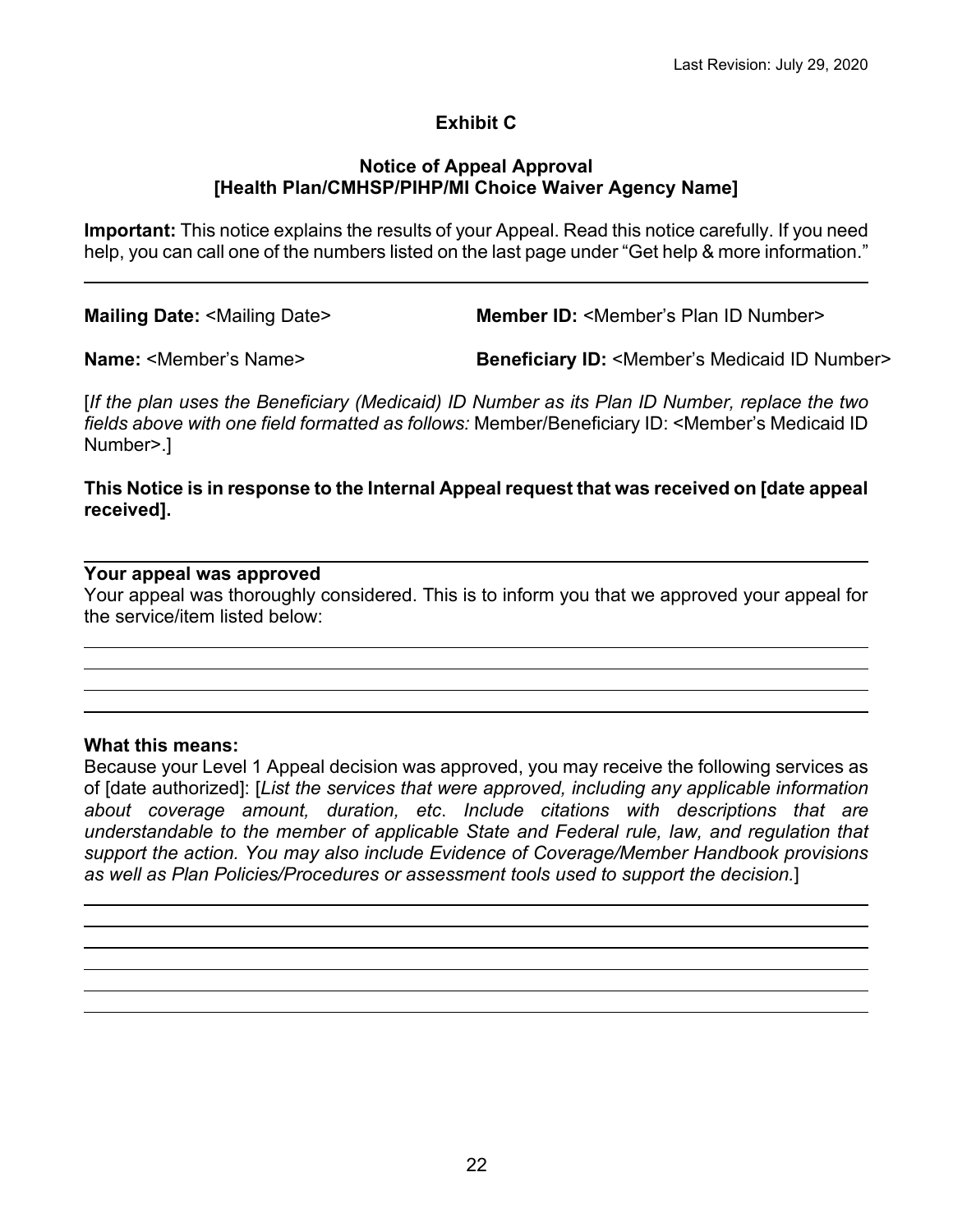## Exhibit C

### Notice of Appeal Approval
### [Health Plan/CMHSP/PIHP/MI Choice Waiver Agency Name]

**Important:** This notice explains the results of your Appeal. Read this notice carefully. If you need help, you can call one of the numbers listed on the last page under "Get help & more information."

---

**Mailing Date:** <Mailing Date>

**Member ID:** <Member's Plan ID Number>

**Name:** <Member's Name>

**Beneficiary ID:** <Member's Medicaid ID Number>

[*If the plan uses the Beneficiary (Medicaid) ID Number as its Plan ID Number, replace the two fields above with one field formatted as follows:* Member/Beneficiary ID: <Member's Medicaid ID Number>.]

**This Notice is in response to the Internal Appeal request that was received on [date appeal received].**

---

**Your appeal was approved**

Your appeal was thoroughly considered. This is to inform you that we approved your appeal for the service/item listed below:

---

---

---

---

**What this means:**

Because your Level 1 Appeal decision was approved, you may receive the following services as of [date authorized]: [*List the services that were approved, including any applicable information about coverage amount, duration, etc. Include citations with descriptions that are understandable to the member of applicable State and Federal rule, law, and regulation that support the action. You may also include Evidence of Coverage/Member Handbook provisions as well as Plan Policies/Procedures or assessment tools used to support the decision.*]

---

---

---

---

---

---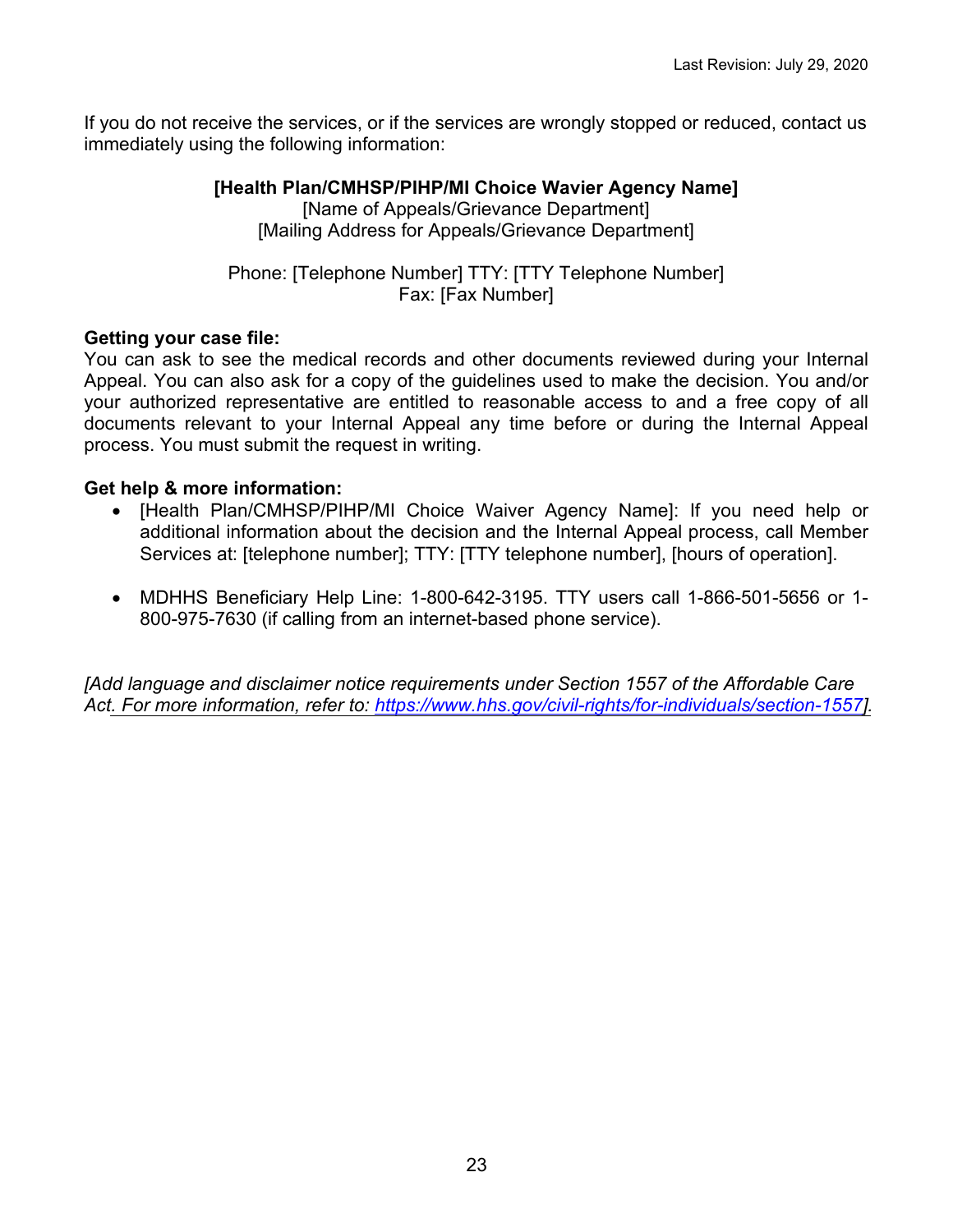If you do not receive the services, or if the services are wrongly stopped or reduced, contact us immediately using the following information:

**[Health Plan/CMHSP/PIHP/MI Choice Wavier Agency Name]**
[Name of Appeals/Grievance Department]
[Mailing Address for Appeals/Grievance Department]

Phone: [Telephone Number] TTY: [TTY Telephone Number]
Fax: [Fax Number]

**Getting your case file:**
You can ask to see the medical records and other documents reviewed during your Internal Appeal. You can also ask for a copy of the guidelines used to make the decision. You and/or your authorized representative are entitled to reasonable access to and a free copy of all documents relevant to your Internal Appeal any time before or during the Internal Appeal process. You must submit the request in writing.

**Get help & more information:**

- [Health Plan/CMHSP/PIHP/MI Choice Waiver Agency Name]: If you need help or additional information about the decision and the Internal Appeal process, call Member Services at: [telephone number]; TTY: [TTY telephone number], [hours of operation].

- MDHHS Beneficiary Help Line: 1-800-642-3195. TTY users call 1-866-501-5656 or 1-800-975-7630 (if calling from an internet-based phone service).

*[Add language and disclaimer notice requirements under Section 1557 of the Affordable Care Act. For more information, refer to: https://www.hhs.gov/civil-rights/for-individuals/section-1557].*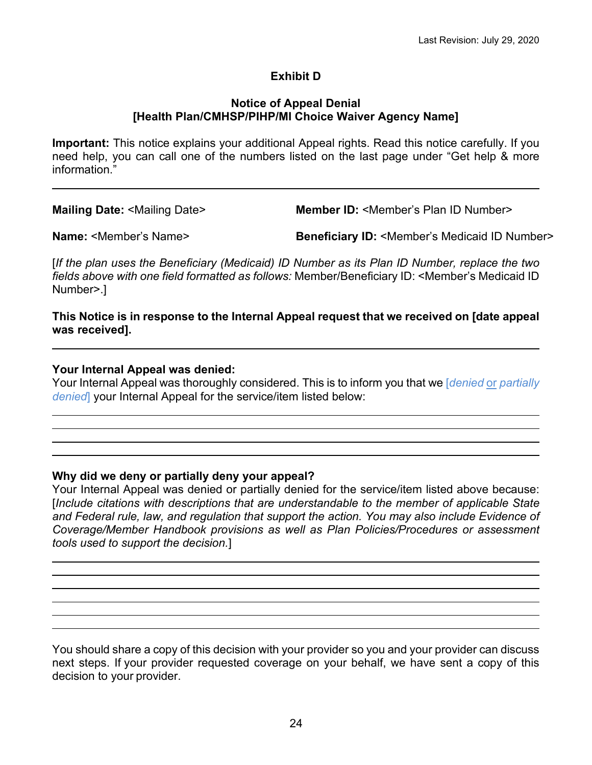Last Revision: July 29, 2020

# Exhibit D

## Notice of Appeal Denial
## [Health Plan/CMHSP/PIHP/MI Choice Waiver Agency Name]

**Important:** This notice explains your additional Appeal rights. Read this notice carefully. If you need help, you can call one of the numbers listed on the last page under "Get help & more information."

---

**Mailing Date:** <Mailing Date>

**Member ID:** <Member's Plan ID Number>

**Name:** <Member's Name>

**Beneficiary ID:** <Member's Medicaid ID Number>

[*If the plan uses the Beneficiary (Medicaid) ID Number as its Plan ID Number, replace the two fields above with one field formatted as follows:* Member/Beneficiary ID: <Member's Medicaid ID Number>.]

**This Notice is in response to the Internal Appeal request that we received on [date appeal was received].**

---

**Your Internal Appeal was denied:**
Your Internal Appeal was thoroughly considered. This is to inform you that we [*denied* or *partially denied*] your Internal Appeal for the service/item listed below:

______________________________________________________________________
______________________________________________________________________
______________________________________________________________________
______________________________________________________________________

**Why did we deny or partially deny your appeal?**
Your Internal Appeal was denied or partially denied for the service/item listed above because: [*Include citations with descriptions that are understandable to the member of applicable State and Federal rule, law, and regulation that support the action. You may also include Evidence of Coverage/Member Handbook provisions as well as Plan Policies/Procedures or assessment tools used to support the decision.*]

______________________________________________________________________
______________________________________________________________________
______________________________________________________________________
______________________________________________________________________
______________________________________________________________________
______________________________________________________________________

You should share a copy of this decision with your provider so you and your provider can discuss next steps. If your provider requested coverage on your behalf, we have sent a copy of this decision to your provider.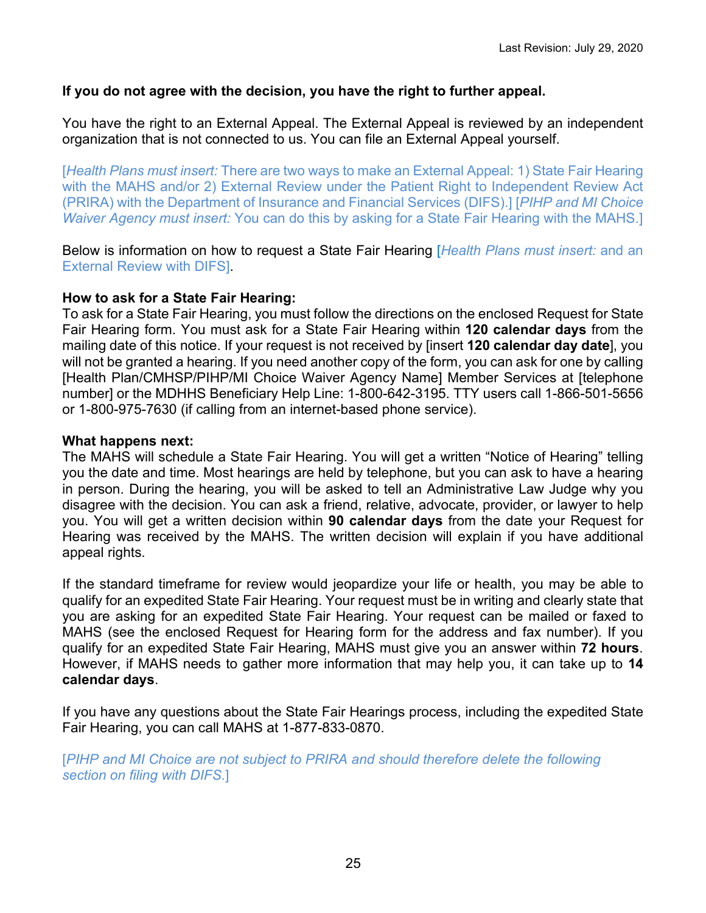**If you do not agree with the decision, you have the right to further appeal.**

You have the right to an External Appeal. The External Appeal is reviewed by an independent organization that is not connected to us. You can file an External Appeal yourself.

[*Health Plans must insert:* There are two ways to make an External Appeal: 1) State Fair Hearing with the MAHS and/or 2) External Review under the Patient Right to Independent Review Act (PRIRA) with the Department of Insurance and Financial Services (DIFS).] [*PIHP and MI Choice Waiver Agency must insert:* You can do this by asking for a State Fair Hearing with the MAHS.]

Below is information on how to request a State Fair Hearing [*Health Plans must insert:* and an External Review with DIFS].

**How to ask for a State Fair Hearing:**
To ask for a State Fair Hearing, you must follow the directions on the enclosed Request for State Fair Hearing form. You must ask for a State Fair Hearing within **120 calendar days** from the mailing date of this notice. If your request is not received by [insert **120 calendar day date**], you will not be granted a hearing. If you need another copy of the form, you can ask for one by calling [Health Plan/CMHSP/PIHP/MI Choice Waiver Agency Name] Member Services at [telephone number] or the MDHHS Beneficiary Help Line: 1-800-642-3195. TTY users call 1-866-501-5656 or 1-800-975-7630 (if calling from an internet-based phone service).

**What happens next:**
The MAHS will schedule a State Fair Hearing. You will get a written "Notice of Hearing" telling you the date and time. Most hearings are held by telephone, but you can ask to have a hearing in person. During the hearing, you will be asked to tell an Administrative Law Judge why you disagree with the decision. You can ask a friend, relative, advocate, provider, or lawyer to help you. You will get a written decision within **90 calendar days** from the date your Request for Hearing was received by the MAHS. The written decision will explain if you have additional appeal rights.

If the standard timeframe for review would jeopardize your life or health, you may be able to qualify for an expedited State Fair Hearing. Your request must be in writing and clearly state that you are asking for an expedited State Fair Hearing. Your request can be mailed or faxed to MAHS (see the enclosed Request for Hearing form for the address and fax number). If you qualify for an expedited State Fair Hearing, MAHS must give you an answer within **72 hours**. However, if MAHS needs to gather more information that may help you, it can take up to **14 calendar days**.

If you have any questions about the State Fair Hearings process, including the expedited State Fair Hearing, you can call MAHS at 1-877-833-0870.

[*PIHP and MI Choice are not subject to PRIRA and should therefore delete the following section on filing with DIFS.*]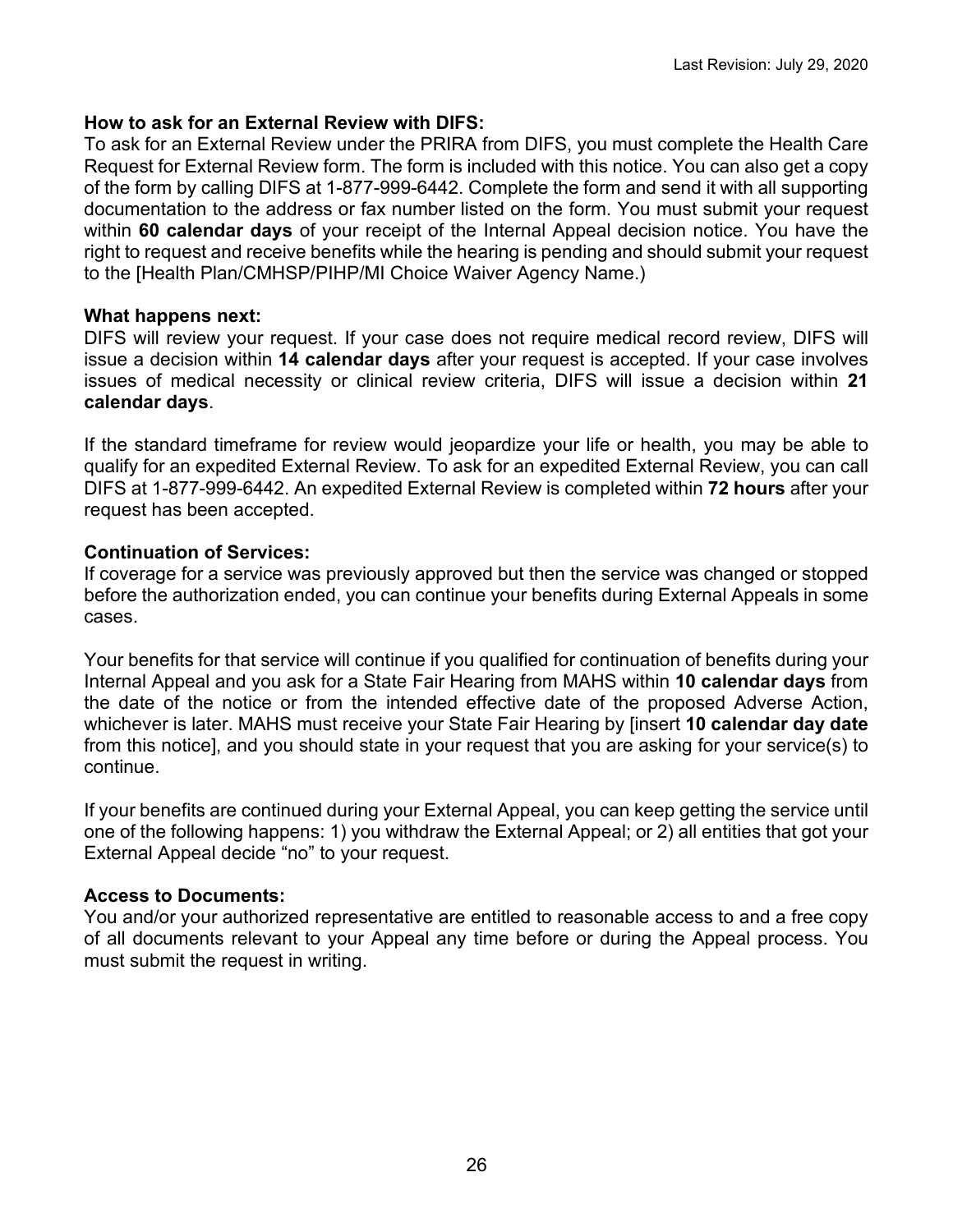**How to ask for an External Review with DIFS:**
To ask for an External Review under the PRIRA from DIFS, you must complete the Health Care Request for External Review form. The form is included with this notice. You can also get a copy of the form by calling DIFS at 1-877-999-6442. Complete the form and send it with all supporting documentation to the address or fax number listed on the form. You must submit your request within **60 calendar days** of your receipt of the Internal Appeal decision notice. You have the right to request and receive benefits while the hearing is pending and should submit your request to the [Health Plan/CMHSP/PIHP/MI Choice Waiver Agency Name.)

**What happens next:**
DIFS will review your request. If your case does not require medical record review, DIFS will issue a decision within **14 calendar days** after your request is accepted. If your case involves issues of medical necessity or clinical review criteria, DIFS will issue a decision within **21 calendar days**.

If the standard timeframe for review would jeopardize your life or health, you may be able to qualify for an expedited External Review. To ask for an expedited External Review, you can call DIFS at 1-877-999-6442. An expedited External Review is completed within **72 hours** after your request has been accepted.

**Continuation of Services:**
If coverage for a service was previously approved but then the service was changed or stopped before the authorization ended, you can continue your benefits during External Appeals in some cases.

Your benefits for that service will continue if you qualified for continuation of benefits during your Internal Appeal and you ask for a State Fair Hearing from MAHS within **10 calendar days** from the date of the notice or from the intended effective date of the proposed Adverse Action, whichever is later. MAHS must receive your State Fair Hearing by [insert **10 calendar day date** from this notice], and you should state in your request that you are asking for your service(s) to continue.

If your benefits are continued during your External Appeal, you can keep getting the service until one of the following happens: 1) you withdraw the External Appeal; or 2) all entities that got your External Appeal decide "no" to your request.

**Access to Documents:**
You and/or your authorized representative are entitled to reasonable access to and a free copy of all documents relevant to your Appeal any time before or during the Appeal process. You must submit the request in writing.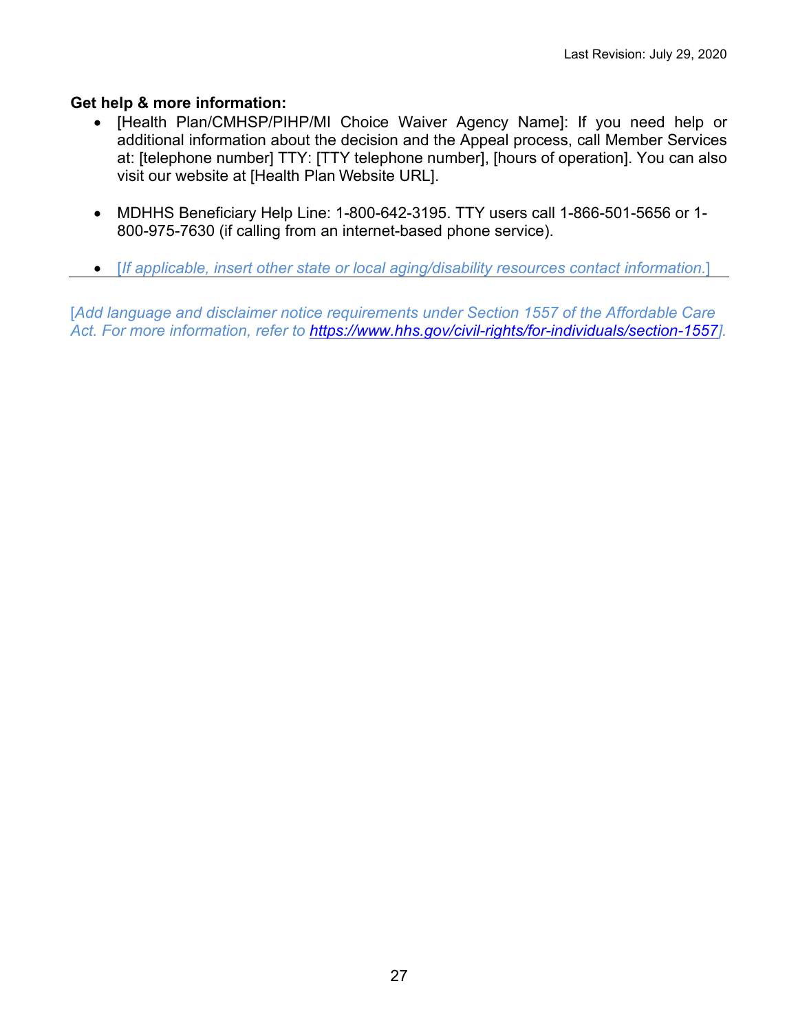**Get help & more information:**

- [Health Plan/CMHSP/PIHP/MI Choice Waiver Agency Name]: If you need help or additional information about the decision and the Appeal process, call Member Services at: [telephone number] TTY: [TTY telephone number], [hours of operation]. You can also visit our website at [Health Plan Website URL].
- MDHHS Beneficiary Help Line: 1-800-642-3195. TTY users call 1-866-501-5656 or 1-800-975-7630 (if calling from an internet-based phone service).
- [*If applicable, insert other state or local aging/disability resources contact information.*]

---

[*Add language and disclaimer notice requirements under Section 1557 of the Affordable Care Act. For more information, refer to https://www.hhs.gov/civil-rights/for-individuals/section-1557*].